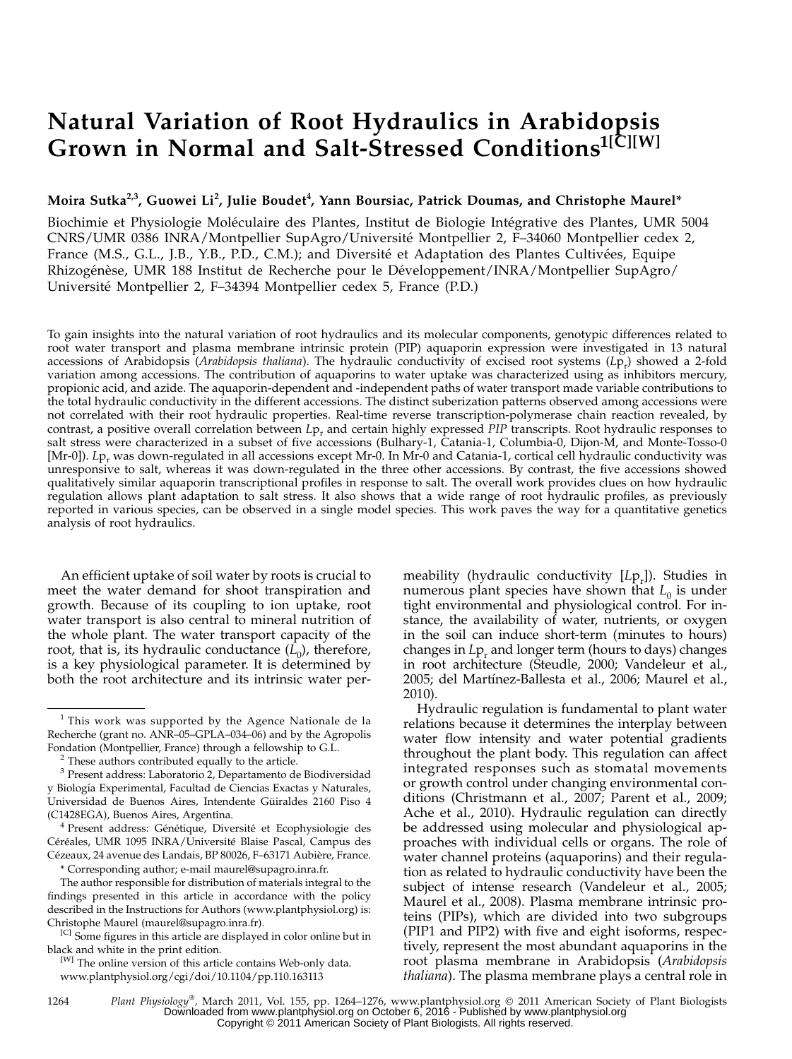# Natural Variation of Root Hydraulics in Arabidopsis Grown in Normal and Salt-Stressed Conditions[1[C][W]]

**Moira Sutka[2,3], Guowei Li[2], Julie Boudet[4], Yann Boursiac, Patrick Doumas, and Christophe Maurel***

Biochimie et Physiologie Moléculaire des Plantes, Institut de Biologie Intégrative des Plantes, UMR 5004 CNRS/UMR 0386 INRA/Montpellier SupAgro/Université Montpellier 2, F–34060 Montpellier cedex 2, France (M.S., G.L., J.B., Y.B., P.D., C.M.); and Diversité et Adaptation des Plantes Cultivées, Equipe Rhizogénèse, UMR 188 Institut de Recherche pour le Développement/INRA/Montpellier SupAgro/Université Montpellier 2, F–34394 Montpellier cedex 5, France (P.D.)

To gain insights into the natural variation of root hydraulics and its molecular components, genotypic differences related to root water transport and plasma membrane intrinsic protein (PIP) aquaporin expression were investigated in 13 natural accessions of Arabidopsis (*Arabidopsis thaliana*). The hydraulic conductivity of excised root systems ($Lp_r$) showed a 2-fold variation among accessions. The contribution of aquaporins to water uptake was characterized using as inhibitors mercury, propionic acid, and azide. The aquaporin-dependent and -independent paths of water transport made variable contributions to the total hydraulic conductivity in the different accessions. The distinct suberization patterns observed among accessions were not correlated with their root hydraulic properties. Real-time reverse transcription-polymerase chain reaction revealed, by contrast, a positive overall correlation between $Lp_r$ and certain highly expressed *PIP* transcripts. Root hydraulic responses to salt stress were characterized in a subset of five accessions (Bulhary-1, Catania-1, Columbia-0, Dijon-M, and Monte-Tosso-0 [Mr-0]). $Lp_r$ was down-regulated in all accessions except Mr-0. In Mr-0 and Catania-1, cortical cell hydraulic conductivity was unresponsive to salt, whereas it was down-regulated in the three other accessions. By contrast, the five accessions showed qualitatively similar aquaporin transcriptional profiles in response to salt. The overall work provides clues on how hydraulic regulation allows plant adaptation to salt stress. It also shows that a wide range of root hydraulic profiles, as previously reported in various species, can be observed in a single model species. This work paves the way for a quantitative genetics analysis of root hydraulics.

An efficient uptake of soil water by roots is crucial to meet the water demand for shoot transpiration and growth. Because of its coupling to ion uptake, root water transport is also central to mineral nutrition of the whole plant. The water transport capacity of the root, that is, its hydraulic conductance ($L_0$), therefore, is a key physiological parameter. It is determined by both the root architecture and its intrinsic water permeability (hydraulic conductivity [$Lp_r$]). Studies in numerous plant species have shown that $L_0$ is under tight environmental and physiological control. For instance, the availability of water, nutrients, or oxygen in the soil can induce short-term (minutes to hours) changes in $Lp_r$ and longer term (hours to days) changes in root architecture (Steudle, 2000; Vandeleur et al., 2005; del Martínez-Ballesta et al., 2006; Maurel et al., 2010).

Hydraulic regulation is fundamental to plant water relations because it determines the interplay between water flow intensity and water potential gradients throughout the plant body. This regulation can affect integrated responses such as stomatal movements or growth control under changing environmental conditions (Christmann et al., 2007; Parent et al., 2009; Ache et al., 2010). Hydraulic regulation can directly be addressed using molecular and physiological approaches with individual cells or organs. The role of water channel proteins (aquaporins) and their regulation as related to hydraulic conductivity have been the subject of intense research (Vandeleur et al., 2005; Maurel et al., 2008). Plasma membrane intrinsic proteins (PIPs), which are divided into two subgroups (PIP1 and PIP2) with five and eight isoforms, respectively, represent the most abundant aquaporins in the root plasma membrane in Arabidopsis (*Arabidopsis thaliana*). The plasma membrane plays a central role in

---

[1] This work was supported by the Agence Nationale de la Recherche (grant no. ANR–05–GPLA–034–06) and by the Agropolis Fondation (Montpellier, France) through a fellowship to G.L.

[2] These authors contributed equally to the article.

[3] Present address: Laboratorio 2, Departamento de Biodiversidad y Biología Experimental, Facultad de Ciencias Exactas y Naturales, Universidad de Buenos Aires, Intendente Güiraldes 2160 Piso 4 (C1428EGA), Buenos Aires, Argentina.

[4] Present address: Génétique, Diversité et Ecophysiologie des Céréales, UMR 1095 INRA/Université Blaise Pascal, Campus des Cézeaux, 24 avenue des Landais, BP 80026, F–63171 Aubière, France.

* Corresponding author; e-mail maurel@supagro.inra.fr.

The author responsible for distribution of materials integral to the findings presented in this article in accordance with the policy described in the Instructions for Authors (www.plantphysiol.org) is: Christophe Maurel (maurel@supagro.inra.fr).

[C] Some figures in this article are displayed in color online but in black and white in the print edition.

[W] The online version of this article contains Web-only data.

www.plantphysiol.org/cgi/doi/10.1104/pp.110.163113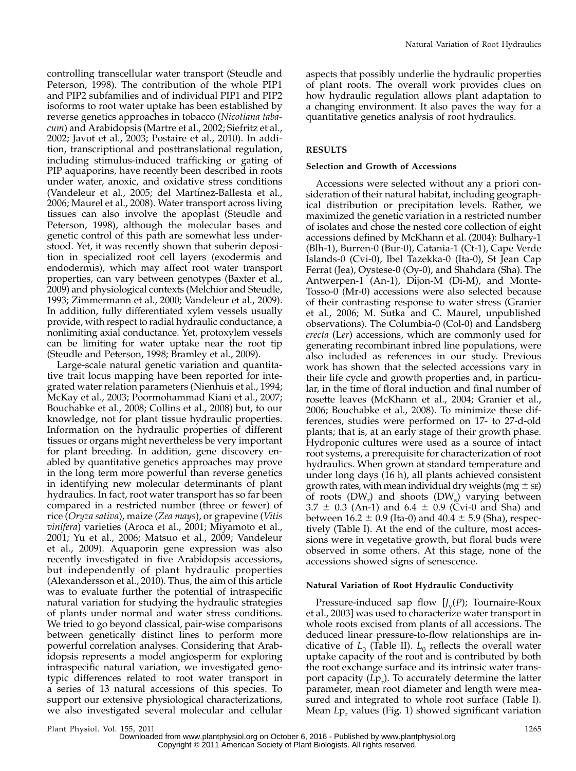controlling transcellular water transport (Steudle and Peterson, 1998). The contribution of the whole PIP1 and PIP2 subfamilies and of individual PIP1 and PIP2 isoforms to root water uptake has been established by reverse genetics approaches in tobacco (*Nicotiana tabacum*) and Arabidopsis (Martre et al., 2002; Siefritz et al., 2002; Javot et al., 2003; Postaire et al., 2010). In addition, transcriptional and posttranslational regulation, including stimulus-induced trafficking or gating of PIP aquaporins, have recently been described in roots under water, anoxic, and oxidative stress conditions (Vandeleur et al., 2005; del Martínez-Ballesta et al., 2006; Maurel et al., 2008). Water transport across living tissues can also involve the apoplast (Steudle and Peterson, 1998), although the molecular bases and genetic control of this path are somewhat less understood. Yet, it was recently shown that suberin deposition in specialized root cell layers (exodermis and endodermis), which may affect root water transport properties, can vary between genotypes (Baxter et al., 2009) and physiological contexts (Melchior and Steudle, 1993; Zimmermann et al., 2000; Vandeleur et al., 2009). In addition, fully differentiated xylem vessels usually provide, with respect to radial hydraulic conductance, a nonlimiting axial conductance. Yet, protoxylem vessels can be limiting for water uptake near the root tip (Steudle and Peterson, 1998; Bramley et al., 2009).

Large-scale natural genetic variation and quantitative trait locus mapping have been reported for integrated water relation parameters (Nienhuis et al., 1994; McKay et al., 2003; Poormohammad Kiani et al., 2007; Bouchabke et al., 2008; Collins et al., 2008) but, to our knowledge, not for plant tissue hydraulic properties. Information on the hydraulic properties of different tissues or organs might nevertheless be very important for plant breeding. In addition, gene discovery enabled by quantitative genetics approaches may prove in the long term more powerful than reverse genetics in identifying new molecular determinants of plant hydraulics. In fact, root water transport has so far been compared in a restricted number (three or fewer) of rice (*Oryza sativa*), maize (*Zea mays*), or grapevine (*Vitis vinifera*) varieties (Aroca et al., 2001; Miyamoto et al., 2001; Yu et al., 2006; Matsuo et al., 2009; Vandeleur et al., 2009). Aquaporin gene expression was also recently investigated in five Arabidopsis accessions, but independently of plant hydraulic properties (Alexandersson et al., 2010). Thus, the aim of this article was to evaluate further the potential of intraspecific natural variation for studying the hydraulic strategies of plants under normal and water stress conditions. We tried to go beyond classical, pair-wise comparisons between genetically distinct lines to perform more powerful correlation analyses. Considering that Arabidopsis represents a model angiosperm for exploring intraspecific natural variation, we investigated genotypic differences related to root water transport in a series of 13 natural accessions of this species. To support our extensive physiological characterizations, we also investigated several molecular and cellular aspects that possibly underlie the hydraulic properties of plant roots. The overall work provides clues on how hydraulic regulation allows plant adaptation to a changing environment. It also paves the way for a quantitative genetics analysis of root hydraulics.

## RESULTS

### Selection and Growth of Accessions

Accessions were selected without any a priori consideration of their natural habitat, including geographical distribution or precipitation levels. Rather, we maximized the genetic variation in a restricted number of isolates and chose the nested core collection of eight accessions defined by McKhann et al. (2004): Bulhary-1 (Blh-1), Burren-0 (Bur-0), Catania-1 (Ct-1), Cape Verde Islands-0 (Cvi-0), Ibel Tazekka-0 (Ita-0), St Jean Cap Ferrat (Jea), Oystese-0 (Oy-0), and Shahdara (Sha). The Antwerpen-1 (An-1), Dijon-M (Di-M), and Monte-Tosso-0 (Mr-0) accessions were also selected because of their contrasting response to water stress (Granier et al., 2006; M. Sutka and C. Maurel, unpublished observations). The Columbia-0 (Col-0) and Landsberg *erecta* (L*er*) accessions, which are commonly used for generating recombinant inbred line populations, were also included as references in our study. Previous work has shown that the selected accessions vary in their life cycle and growth properties and, in particular, in the time of floral induction and final number of rosette leaves (McKhann et al., 2004; Granier et al., 2006; Bouchabke et al., 2008). To minimize these differences, studies were performed on 17- to 27-d-old plants; that is, at an early stage of their growth phase. Hydroponic cultures were used as a source of intact root systems, a prerequisite for characterization of root hydraulics. When grown at standard temperature and under long days (16 h), all plants achieved consistent growth rates, with mean individual dry weights (mg ± SE) of roots ($DW_r$) and shoots ($DW_s$) varying between 3.7 ± 0.3 (An-1) and 6.4 ± 0.9 (Cvi-0 and Sha) and between 16.2 ± 0.9 (Ita-0) and 40.4 ± 5.9 (Sha), respectively (Table I). At the end of the culture, most accessions were in vegetative growth, but floral buds were observed in some others. At this stage, none of the accessions showed signs of senescence.

### Natural Variation of Root Hydraulic Conductivity

Pressure-induced sap flow [$J_v(P)$; Tournaire-Roux et al., 2003] was used to characterize water transport in whole roots excised from plants of all accessions. The deduced linear pressure-to-flow relationships are indicative of $L_0$ (Table II). $L_0$ reflects the overall water uptake capacity of the root and is contributed by both the root exchange surface and its intrinsic water transport capacity ($Lp_r$). To accurately determine the latter parameter, mean root diameter and length were measured and integrated to whole root surface (Table I). Mean $Lp_r$ values (Fig. 1) showed significant variation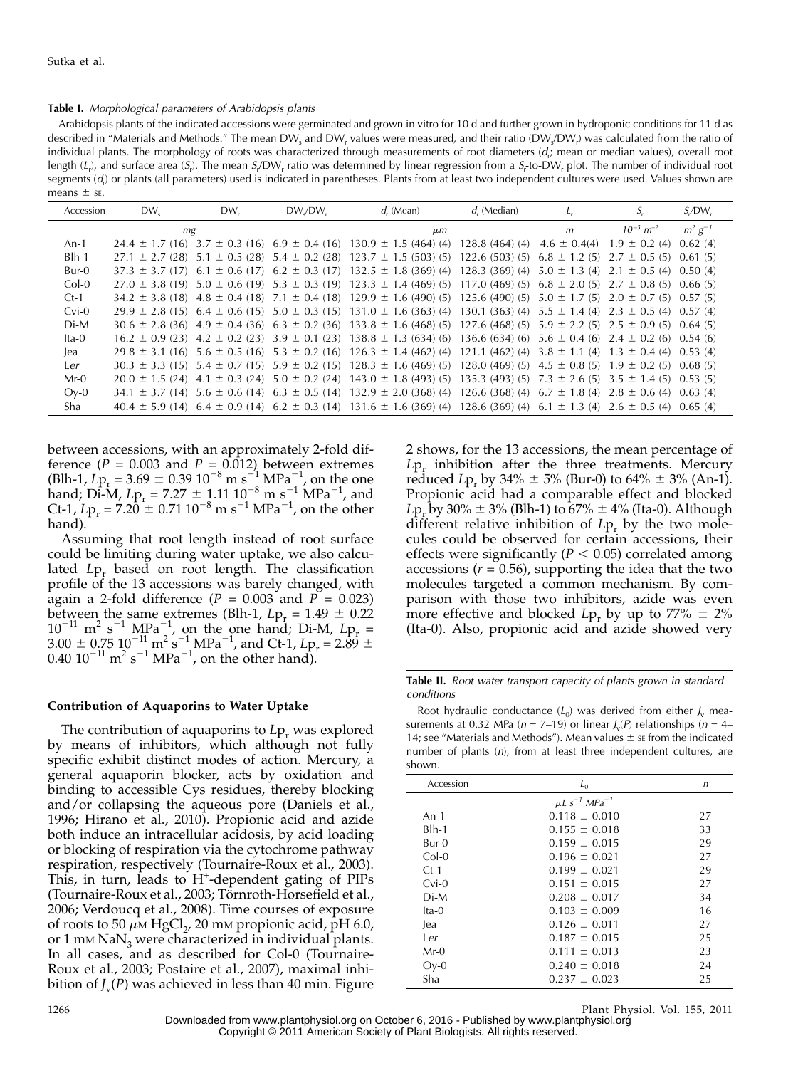**Table I.** *Morphological parameters of Arabidopsis plants*

Arabidopsis plants of the indicated accessions were germinated and grown in vitro for 10 d and further grown in hydroponic conditions for 11 d as described in "Materials and Methods." The mean $DW_s$ and $DW_r$ values were measured, and their ratio ($DW_s/DW_r$) was calculated from the ratio of individual plants. The morphology of roots was characterized through measurements of root diameters ($d_r$; mean or median values), overall root length ($L_r$), and surface area ($S_r$). The mean $S_r/DW_r$ ratio was determined by linear regression from a $S_r$-to-$DW_r$ plot. The number of individual root segments ($d_r$) or plants (all parameters) used is indicated in parentheses. Plants from at least two independent cultures were used. Values shown are means ± SE.

| Accession | $DW_s$ | $DW_r$ | $DW_s/DW_r$ | $d_r$ (Mean) | $d_r$ (Median) | $L_r$ | $S_r$ | $S_r/DW_r$ |
|---|---|---|---|---|---|---|---|---|
| | *mg* | | | *μm* | | *m* | $10^{-3}$ $m^{-2}$ | $m^2$ $g^{-1}$ |
| An-1 | 24.4 ± 1.7 (16) | 3.7 ± 0.3 (16) | 6.9 ± 0.4 (16) | 130.9 ± 1.5 (464) (4) | 128.8 (464) (4) | 4.6 ± 0.4(4) | 1.9 ± 0.2 (4) | 0.62 (4) |
| Blh-1 | 27.1 ± 2.7 (28) | 5.1 ± 0.5 (28) | 5.4 ± 0.2 (28) | 123.7 ± 1.5 (503) (5) | 122.6 (503) (5) | 6.8 ± 1.2 (5) | 2.7 ± 0.5 (5) | 0.61 (5) |
| Bur-0 | 37.3 ± 3.7 (17) | 6.1 ± 0.6 (17) | 6.2 ± 0.3 (17) | 132.5 ± 1.8 (369) (4) | 128.3 (369) (4) | 5.0 ± 1.3 (4) | 2.1 ± 0.5 (4) | 0.50 (4) |
| Col-0 | 27.0 ± 3.8 (19) | 5.0 ± 0.6 (19) | 5.3 ± 0.3 (19) | 123.3 ± 1.4 (469) (5) | 117.0 (469) (5) | 6.8 ± 2.0 (5) | 2.7 ± 0.8 (5) | 0.66 (5) |
| Ct-1 | 34.2 ± 3.8 (18) | 4.8 ± 0.4 (18) | 7.1 ± 0.4 (18) | 129.9 ± 1.6 (490) (5) | 125.6 (490) (5) | 5.0 ± 1.7 (5) | 2.0 ± 0.7 (5) | 0.57 (5) |
| Cvi-0 | 29.9 ± 2.8 (15) | 6.4 ± 0.6 (15) | 5.0 ± 0.3 (15) | 131.0 ± 1.6 (363) (4) | 130.1 (363) (4) | 5.5 ± 1.4 (4) | 2.3 ± 0.5 (4) | 0.57 (4) |
| Di-M | 30.6 ± 2.8 (36) | 4.9 ± 0.4 (36) | 6.3 ± 0.2 (36) | 133.8 ± 1.6 (468) (5) | 127.6 (468) (5) | 5.9 ± 2.2 (5) | 2.5 ± 0.9 (5) | 0.64 (5) |
| Ita-0 | 16.2 ± 0.9 (23) | 4.2 ± 0.2 (23) | 3.9 ± 0.1 (23) | 138.8 ± 1.3 (634) (6) | 136.6 (634) (6) | 5.6 ± 0.4 (6) | 2.4 ± 0.2 (6) | 0.54 (6) |
| Jea | 29.8 ± 3.1 (16) | 5.6 ± 0.5 (16) | 5.3 ± 0.2 (16) | 126.3 ± 1.4 (462) (4) | 121.1 (462) (4) | 3.8 ± 1.1 (4) | 1.3 ± 0.4 (4) | 0.53 (4) |
| Ler | 30.3 ± 3.3 (15) | 5.4 ± 0.7 (15) | 5.9 ± 0.2 (15) | 128.3 ± 1.6 (469) (5) | 128.0 (469) (5) | 4.5 ± 0.8 (5) | 1.9 ± 0.2 (5) | 0.68 (5) |
| Mr-0 | 20.0 ± 1.5 (24) | 4.1 ± 0.3 (24) | 5.0 ± 0.2 (24) | 143.0 ± 1.8 (493) (5) | 135.3 (493) (5) | 7.3 ± 2.6 (5) | 3.5 ± 1.4 (5) | 0.53 (5) |
| Oy-0 | 34.1 ± 3.7 (14) | 5.6 ± 0.6 (14) | 6.3 ± 0.5 (14) | 132.9 ± 2.0 (368) (4) | 126.6 (368) (4) | 6.7 ± 1.8 (4) | 2.8 ± 0.6 (4) | 0.63 (4) |
| Sha | 40.4 ± 5.9 (14) | 6.4 ± 0.9 (14) | 6.2 ± 0.3 (14) | 131.6 ± 1.6 (369) (4) | 128.6 (369) (4) | 6.1 ± 1.3 (4) | 2.6 ± 0.5 (4) | 0.65 (4) |

between accessions, with an approximately 2-fold difference ($P = 0.003$ and $P = 0.012$) between extremes (Blh-1, $Lp_r = 3.69 \pm 0.39$ $10^{-8}$ m $s^{-1}$ $MPa^{-1}$, on the one hand; Di-M, $Lp_r = 7.27 \pm 1.11$ $10^{-8}$ m $s^{-1}$ $MPa^{-1}$, and Ct-1, $Lp_r = 7.20 \pm 0.71$ $10^{-8}$ m $s^{-1}$ $MPa^{-1}$, on the other hand).

Assuming that root length instead of root surface could be limiting during water uptake, we also calculated $Lp_r$ based on root length. The classification profile of the 13 accessions was barely changed, with again a 2-fold difference ($P = 0.003$ and $P = 0.023$) between the same extremes (Blh-1, $Lp_r = 1.49 \pm 0.22$ $10^{-11}$ $m^2$ $s^{-1}$ $MPa^{-1}$, on the one hand; Di-M, $Lp_r = 3.00 \pm 0.75$ $10^{-11}$ $m^2$ $s^{-1}$ $MPa^{-1}$, and Ct-1, $Lp_r = 2.89 \pm 0.40$ $10^{-11}$ $m^2$ $s^{-1}$ $MPa^{-1}$, on the other hand).

### Contribution of Aquaporins to Water Uptake

The contribution of aquaporins to $Lp_r$ was explored by means of inhibitors, which although not fully specific exhibit distinct modes of action. Mercury, a general aquaporin blocker, acts by oxidation and binding to accessible Cys residues, thereby blocking and/or collapsing the aqueous pore (Daniels et al., 1996; Hirano et al., 2010). Propionic acid and azide both induce an intracellular acidosis, by acid loading or blocking of respiration via the cytochrome pathway respiration, respectively (Tournaire-Roux et al., 2003). This, in turn, leads to $H^+$-dependent gating of PIPs (Tournaire-Roux et al., 2003; Törnroth-Horsefield et al., 2006; Verdoucq et al., 2008). Time courses of exposure of roots to 50 μM $HgCl_2$, 20 mM propionic acid, pH 6.0, or 1 mM $NaN_3$ were characterized in individual plants. In all cases, and as described for Col-0 (Tournaire-Roux et al., 2003; Postaire et al., 2007), maximal inhibition of $J_v(P)$ was achieved in less than 40 min. Figure 2 shows, for the 13 accessions, the mean percentage of $Lp_r$ inhibition after the three treatments. Mercury reduced $Lp_r$ by 34% ± 5% (Bur-0) to 64% ± 3% (An-1). Propionic acid had a comparable effect and blocked $Lp_r$ by 30% ± 3% (Blh-1) to 67% ± 4% (Ita-0). Although different relative inhibition of $Lp_r$ by the two molecules could be observed for certain accessions, their effects were significantly ($P < 0.05$) correlated among accessions ($r = 0.56$), supporting the idea that the two molecules targeted a common mechanism. By comparison with those two inhibitors, azide was even more effective and blocked $Lp_r$ by up to 77% ± 2% (Ita-0). Also, propionic acid and azide showed very

**Table II.** *Root water transport capacity of plants grown in standard conditions*

Root hydraulic conductance ($L_0$) was derived from either $J_v$ measurements at 0.32 MPa ($n$ = 7–19) or linear $J_v(P)$ relationships ($n$ = 4–14; see "Materials and Methods"). Mean values ± SE from the indicated number of plants ($n$), from at least three independent cultures, are shown.

| Accession | $L_0$ | $n$ |
|---|---|---|
| | μL $s^{-1}$ $MPa^{-1}$ | |
| An-1 | 0.118 ± 0.010 | 27 |
| Blh-1 | 0.155 ± 0.018 | 33 |
| Bur-0 | 0.159 ± 0.015 | 29 |
| Col-0 | 0.196 ± 0.021 | 27 |
| Ct-1 | 0.199 ± 0.021 | 29 |
| Cvi-0 | 0.151 ± 0.015 | 27 |
| Di-M | 0.208 ± 0.017 | 34 |
| Ita-0 | 0.103 ± 0.009 | 16 |
| Jea | 0.126 ± 0.011 | 27 |
| Ler | 0.187 ± 0.015 | 25 |
| Mr-0 | 0.111 ± 0.013 | 23 |
| Oy-0 | 0.240 ± 0.018 | 24 |
| Sha | 0.237 ± 0.023 | 25 |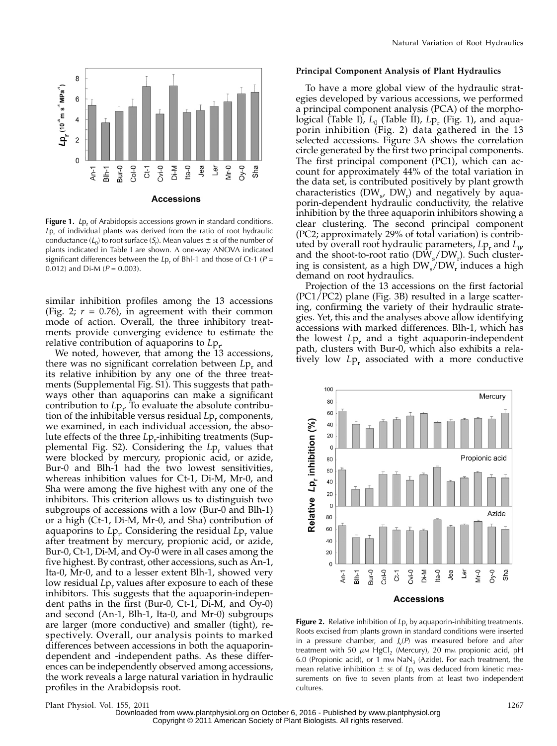**Figure 1.** $Lp_r$ of Arabidopsis accessions grown in standard conditions. $Lp_r$ of individual plants was derived from the ratio of root hydraulic conductance ($L_0$) to root surface ($S_r$). Mean values ± SE of the number of plants indicated in Table I are shown. A one-way ANOVA indicated significant differences between the $Lp_r$ of Bhl-1 and those of Ct-1 ($P = 0.012$) and Di-M ($P = 0.003$).

similar inhibition profiles among the 13 accessions (Fig. 2; $r = 0.76$), in agreement with their common mode of action. Overall, the three inhibitory treatments provide converging evidence to estimate the relative contribution of aquaporins to $Lp_r$.

We noted, however, that among the 13 accessions, there was no significant correlation between $Lp_r$ and its relative inhibition by any one of the three treatments (Supplemental Fig. S1). This suggests that pathways other than aquaporins can make a significant contribution to $Lp_r$. To evaluate the absolute contribution of the inhibitable versus residual $Lp_r$ components, we examined, in each individual accession, the absolute effects of the three $Lp_r$-inhibiting treatments (Supplemental Fig. S2). Considering the $Lp_r$ values that were blocked by mercury, propionic acid, or azide, Bur-0 and Blh-1 had the two lowest sensitivities, whereas inhibition values for Ct-1, Di-M, Mr-0, and Sha were among the five highest with any one of the inhibitors. This criterion allows us to distinguish two subgroups of accessions with a low (Bur-0 and Blh-1) or a high (Ct-1, Di-M, Mr-0, and Sha) contribution of aquaporins to $Lp_r$. Considering the residual $Lp_r$ value after treatment by mercury, propionic acid, or azide, Bur-0, Ct-1, Di-M, and Oy-0 were in all cases among the five highest. By contrast, other accessions, such as An-1, Ita-0, Mr-0, and to a lesser extent Blh-1, showed very low residual $Lp_r$ values after exposure to each of these inhibitors. This suggests that the aquaporin-independent paths in the first (Bur-0, Ct-1, Di-M, and Oy-0) and second (An-1, Blh-1, Ita-0, and Mr-0) subgroups are larger (more conductive) and smaller (tight), respectively. Overall, our analysis points to marked differences between accessions in both the aquaporin-dependent and -independent paths. As these differences can be independently observed among accessions, the work reveals a large natural variation in hydraulic profiles in the Arabidopsis root.

#### Principal Component Analysis of Plant Hydraulics

To have a more global view of the hydraulic strategies developed by various accessions, we performed a principal component analysis (PCA) of the morphological (Table I), $L_0$ (Table II), $Lp_r$ (Fig. 1), and aquaporin inhibition (Fig. 2) data gathered in the 13 selected accessions. Figure 3A shows the correlation circle generated by the first two principal components. The first principal component (PC1), which can account for approximately 44% of the total variation in the data set, is contributed positively by plant growth characteristics ($DW_s$, $DW_r$) and negatively by aquaporin-dependent hydraulic conductivity, the relative inhibition by the three aquaporin inhibitors showing a clear clustering. The second principal component (PC2; approximately 29% of total variation) is contributed by overall root hydraulic parameters, $Lp_r$ and $L_0$, and the shoot-to-root ratio ($DW_s/DW_r$). Such clustering is consistent, as a high $DW_s/DW_r$ induces a high demand on root hydraulics.

Projection of the 13 accessions on the first factorial (PC1/PC2) plane (Fig. 3B) resulted in a large scattering, confirming the variety of their hydraulic strategies. Yet, this and the analyses above allow identifying accessions with marked differences. Blh-1, which has the lowest $Lp_r$ and a tight aquaporin-independent path, clusters with Bur-0, which also exhibits a relatively low $Lp_r$ associated with a more conductive

**Figure 2.** Relative inhibition of $Lp_r$ by aquaporin-inhibiting treatments. Roots excised from plants grown in standard conditions were inserted in a pressure chamber, and $J_v(P)$ was measured before and after treatment with 50 $\mu$M $HgCl_2$ (Mercury), 20 mM propionic acid, pH 6.0 (Propionic acid), or 1 mM $NaN_3$ (Azide). For each treatment, the mean relative inhibition ± SE of $Lp_r$ was deduced from kinetic measurements on five to seven plants from at least two independent cultures.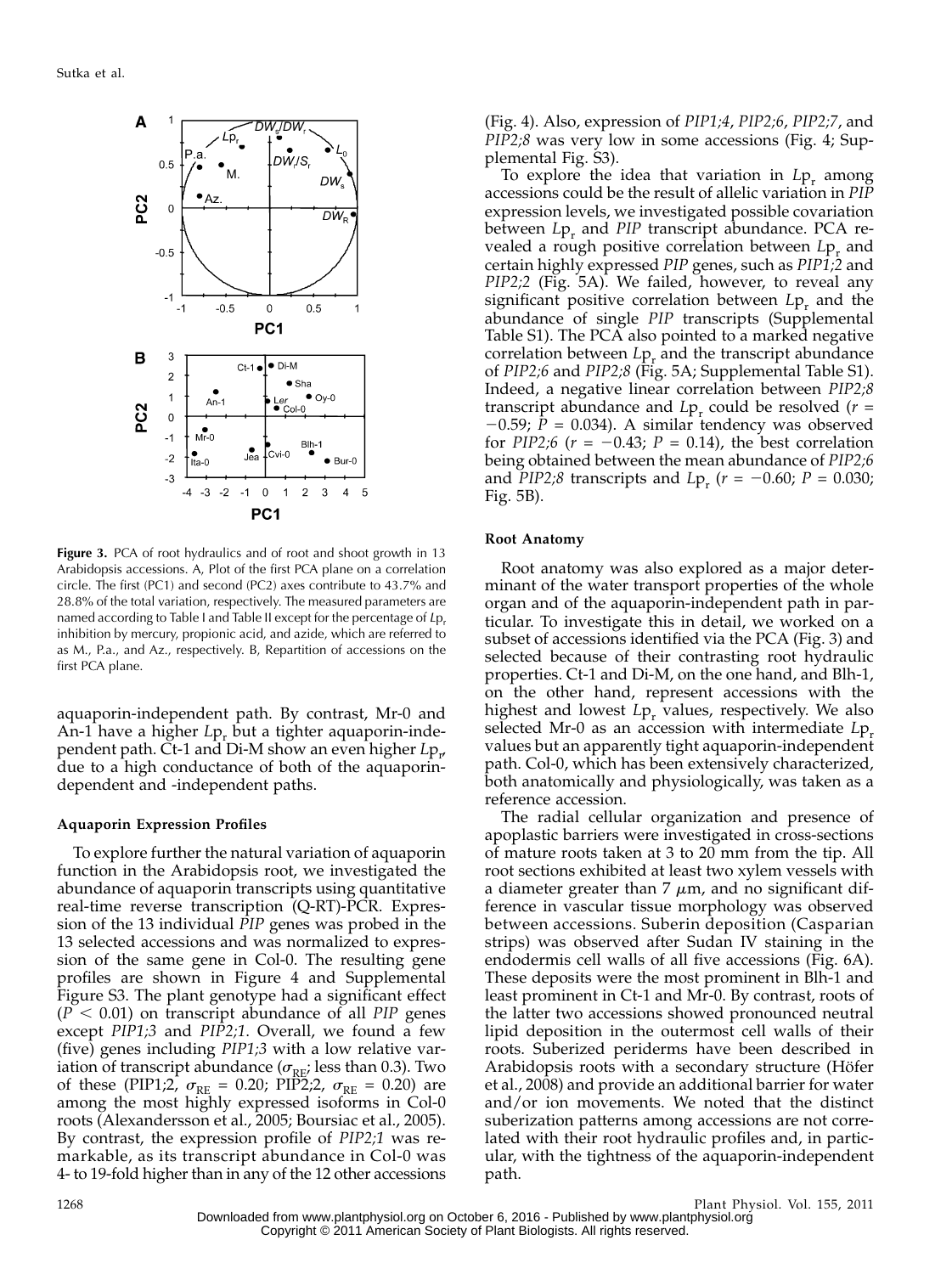**Figure 3.** PCA of root hydraulics and of root and shoot growth in 13 Arabidopsis accessions. A, Plot of the first PCA plane on a correlation circle. The first (PC1) and second (PC2) axes contribute to 43.7% and 28.8% of the total variation, respectively. The measured parameters are named according to Table I and Table II except for the percentage of $Lp_r$ inhibition by mercury, propionic acid, and azide, which are referred to as M., P.a., and Az., respectively. B, Repartition of accessions on the first PCA plane.

aquaporin-independent path. By contrast, Mr-0 and An-1 have a higher $Lp_r$ but a tighter aquaporin-independent path. Ct-1 and Di-M show an even higher $Lp_r$, due to a high conductance of both of the aquaporin-dependent and -independent paths.

#### Aquaporin Expression Profiles

To explore further the natural variation of aquaporin function in the Arabidopsis root, we investigated the abundance of aquaporin transcripts using quantitative real-time reverse transcription (Q-RT)-PCR. Expression of the 13 individual *PIP* genes was probed in the 13 selected accessions and was normalized to expression of the same gene in Col-0. The resulting gene profiles are shown in Figure 4 and Supplemental Figure S3. The plant genotype had a significant effect ($P < 0.01$) on transcript abundance of all *PIP* genes except *PIP1;3* and *PIP2;1*. Overall, we found a few (five) genes including *PIP1;3* with a low relative variation of transcript abundance ($\sigma_{RE}$; less than 0.3). Two of these (PIP1;2, $\sigma_{RE} = 0.20$; PIP2;2, $\sigma_{RE} = 0.20$) are among the most highly expressed isoforms in Col-0 roots (Alexandersson et al., 2005; Boursiac et al., 2005). By contrast, the expression profile of *PIP2;1* was remarkable, as its transcript abundance in Col-0 was 4- to 19-fold higher than in any of the 12 other accessions (Fig. 4). Also, expression of *PIP1;4*, *PIP2;6*, *PIP2;7*, and *PIP2;8* was very low in some accessions (Fig. 4; Supplemental Fig. S3).

To explore the idea that variation in $Lp_r$ among accessions could be the result of allelic variation in *PIP* expression levels, we investigated possible covariation between $Lp_r$ and *PIP* transcript abundance. PCA revealed a rough positive correlation between $Lp_r$ and certain highly expressed *PIP* genes, such as *PIP1;2* and *PIP2;2* (Fig. 5A). We failed, however, to reveal any significant positive correlation between $Lp_r$ and the abundance of single *PIP* transcripts (Supplemental Table S1). The PCA also pointed to a marked negative correlation between $Lp_r$ and the transcript abundance of *PIP2;6* and *PIP2;8* (Fig. 5A; Supplemental Table S1). Indeed, a negative linear correlation between *PIP2;8* transcript abundance and $Lp_r$ could be resolved ($r = -0.59$; $P = 0.034$). A similar tendency was observed for *PIP2;6* ($r = -0.43$; $P = 0.14$), the best correlation being obtained between the mean abundance of *PIP2;6* and *PIP2;8* transcripts and $Lp_r$ ($r = -0.60$; $P = 0.030$; Fig. 5B).

#### Root Anatomy

Root anatomy was also explored as a major determinant of the water transport properties of the whole organ and of the aquaporin-independent path in particular. To investigate this in detail, we worked on a subset of accessions identified via the PCA (Fig. 3) and selected because of their contrasting root hydraulic properties. Ct-1 and Di-M, on the one hand, and Blh-1, on the other hand, represent accessions with the highest and lowest $Lp_r$ values, respectively. We also selected Mr-0 as an accession with intermediate $Lp_r$ values but an apparently tight aquaporin-independent path. Col-0, which has been extensively characterized, both anatomically and physiologically, was taken as a reference accession.

The radial cellular organization and presence of apoplastic barriers were investigated in cross-sections of mature roots taken at 3 to 20 mm from the tip. All root sections exhibited at least two xylem vessels with a diameter greater than 7 $\mu$m, and no significant difference in vascular tissue morphology was observed between accessions. Suberin deposition (Casparian strips) was observed after Sudan IV staining in the endodermis cell walls of all five accessions (Fig. 6A). These deposits were the most prominent in Blh-1 and least prominent in Ct-1 and Mr-0. By contrast, roots of the latter two accessions showed pronounced neutral lipid deposition in the outermost cell walls of their roots. Suberized periderms have been described in Arabidopsis roots with a secondary structure (Höfer et al., 2008) and provide an additional barrier for water and/or ion movements. We noted that the distinct suberization patterns among accessions are not correlated with their root hydraulic profiles and, in particular, with the tightness of the aquaporin-independent path.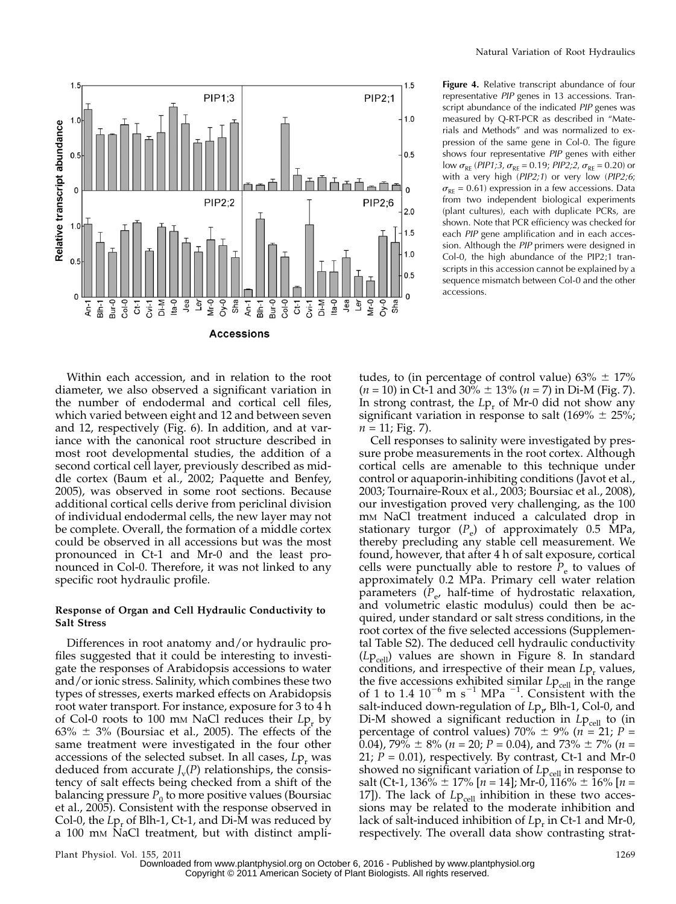**Figure 4.** Relative transcript abundance of four representative *PIP* genes in 13 accessions. Transcript abundance of the indicated *PIP* genes was measured by Q-RT-PCR as described in "Materials and Methods" and was normalized to expression of the same gene in Col-0. The figure shows four representative *PIP* genes with either low $\sigma_{RE}$ (*PIP1;3*, $\sigma_{RE}$ = 0.19; *PIP2;2*, $\sigma_{RE}$ = 0.20) or with a very high (*PIP2;1*) or very low (*PIP2;6*; $\sigma_{RE}$ = 0.61) expression in a few accessions. Data from two independent biological experiments (plant cultures), each with duplicate PCRs, are shown. Note that PCR efficiency was checked for each *PIP* gene amplification and in each accession. Although the *PIP* primers were designed in Col-0, the high abundance of the PIP2;1 transcripts in this accession cannot be explained by a sequence mismatch between Col-0 and the other accessions.

Within each accession, and in relation to the root diameter, we also observed a significant variation in the number of endodermal and cortical cell files, which varied between eight and 12 and between seven and 12, respectively (Fig. 6). In addition, and at variance with the canonical root structure described in most root developmental studies, the addition of a second cortical cell layer, previously described as middle cortex (Baum et al., 2002; Paquette and Benfey, 2005), was observed in some root sections. Because additional cortical cells derive from periclinal division of individual endodermal cells, the new layer may not be complete. Overall, the formation of a middle cortex could be observed in all accessions but was the most pronounced in Ct-1 and Mr-0 and the least pronounced in Col-0. Therefore, it was not linked to any specific root hydraulic profile.

### Response of Organ and Cell Hydraulic Conductivity to Salt Stress

Differences in root anatomy and/or hydraulic profiles suggested that it could be interesting to investigate the responses of Arabidopsis accessions to water and/or ionic stress. Salinity, which combines these two types of stresses, exerts marked effects on Arabidopsis root water transport. For instance, exposure for 3 to 4 h of Col-0 roots to 100 mM NaCl reduces their $Lp_r$ by 63% ± 3% (Boursiac et al., 2005). The effects of the same treatment were investigated in the four other accessions of the selected subset. In all cases, $Lp_r$ was deduced from accurate $J_v(P)$ relationships, the consistency of salt effects being checked from a shift of the balancing pressure $P_0$ to more positive values (Boursiac et al., 2005). Consistent with the response observed in Col-0, the $Lp_r$ of Blh-1, Ct-1, and Di-M was reduced by a 100 mM NaCl treatment, but with distinct amplitudes, to (in percentage of control value) 63% ± 17% ($n$ = 10) in Ct-1 and 30% ± 13% ($n$ = 7) in Di-M (Fig. 7). In strong contrast, the $Lp_r$ of Mr-0 did not show any significant variation in response to salt (169% ± 25%; $n$ = 11; Fig. 7).

Cell responses to salinity were investigated by pressure probe measurements in the root cortex. Although cortical cells are amenable to this technique under control or aquaporin-inhibiting conditions (Javot et al., 2003; Tournaire-Roux et al., 2003; Boursiac et al., 2008), our investigation proved very challenging, as the 100 mM NaCl treatment induced a calculated drop in stationary turgor ($P_e$) of approximately 0.5 MPa, thereby precluding any stable cell measurement. We found, however, that after 4 h of salt exposure, cortical cells were punctually able to restore $P_e$ to values of approximately 0.2 MPa. Primary cell water relation parameters ($P_e$, half-time of hydrostatic relaxation, and volumetric elastic modulus) could then be acquired, under standard or salt stress conditions, in the root cortex of the five selected accessions (Supplemental Table S2). The deduced cell hydraulic conductivity ($Lp_{cell}$) values are shown in Figure 8. In standard conditions, and irrespective of their mean $Lp_r$ values, the five accessions exhibited similar $Lp_{cell}$ in the range of 1 to 1.4 $10^{-6}$ m $s^{-1}$ $MPa^{-1}$. Consistent with the salt-induced down-regulation of $Lp_r$, Blh-1, Col-0, and Di-M showed a significant reduction in $Lp_{cell}$ to (in percentage of control values) 70% ± 9% ($n$ = 21; $P$ = 0.04), 79% ± 8% ($n$ = 20; $P$ = 0.04), and 73% ± 7% ($n$ = 21; $P$ = 0.01), respectively. By contrast, Ct-1 and Mr-0 showed no significant variation of $Lp_{cell}$ in response to salt (Ct-1, 136% ± 17% [$n$ = 14]; Mr-0, 116% ± 16% [$n$ = 17]). The lack of $Lp_{cell}$ inhibition in these two accessions may be related to the moderate inhibition and lack of salt-induced inhibition of $Lp_r$ in Ct-1 and Mr-0, respectively. The overall data show contrasting strat-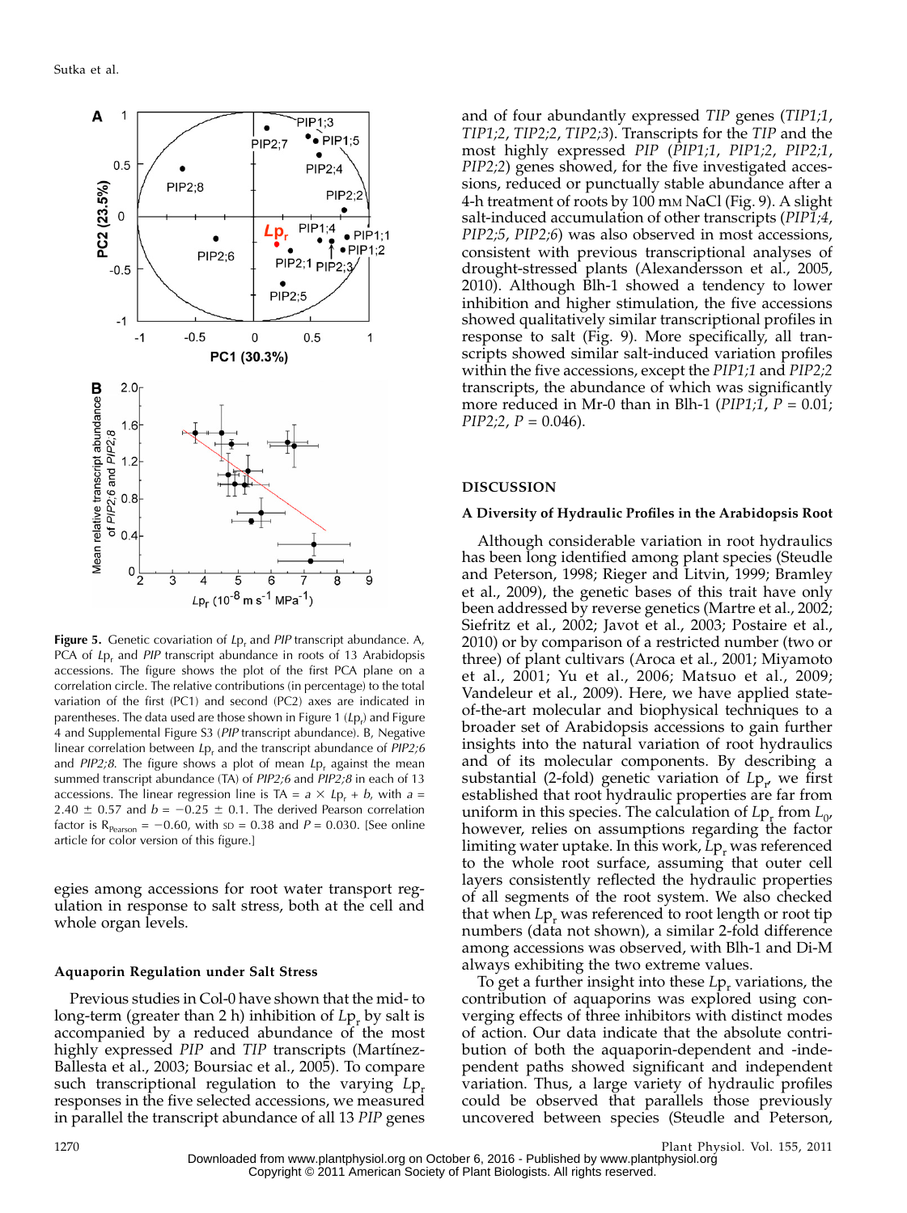Figure 5. Genetic covariation of $Lp_r$ and *PIP* transcript abundance. A, PCA of $Lp_r$ and *PIP* transcript abundance in roots of 13 Arabidopsis accessions. The figure shows the plot of the first PCA plane on a correlation circle. The relative contributions (in percentage) to the total variation of the first (PC1) and second (PC2) axes are indicated in parentheses. The data used are those shown in Figure 1 ($Lp_r$) and Figure 4 and Supplemental Figure S3 (*PIP* transcript abundance). B, Negative linear correlation between $Lp_r$ and the transcript abundance of *PIP2;6* and *PIP2;8*. The figure shows a plot of mean $Lp_r$ against the mean summed transcript abundance (TA) of *PIP2;6* and *PIP2;8* in each of 13 accessions. The linear regression line is TA = $a \times Lp_r + b$, with $a = 2.40 \pm 0.57$ and $b = -0.25 \pm 0.1$. The derived Pearson correlation factor is $R_{Pearson} = -0.60$, with SD = 0.38 and $P = 0.030$. [See online article for color version of this figure.]

egies among accessions for root water transport regulation in response to salt stress, both at the cell and whole organ levels.

### Aquaporin Regulation under Salt Stress

Previous studies in Col-0 have shown that the mid- to long-term (greater than 2 h) inhibition of $Lp_r$ by salt is accompanied by a reduced abundance of the most highly expressed *PIP* and *TIP* transcripts (Martínez-Ballesta et al., 2003; Boursiac et al., 2005). To compare such transcriptional regulation to the varying $Lp_r$ responses in the five selected accessions, we measured in parallel the transcript abundance of all 13 *PIP* genes and of four abundantly expressed *TIP* genes (*TIP1;1*, *TIP1;2*, *TIP2;2*, *TIP2;3*). Transcripts for the *TIP* and the most highly expressed *PIP* (*PIP1;1*, *PIP1;2*, *PIP2;1*, *PIP2;2*) genes showed, for the five investigated accessions, reduced or punctually stable abundance after a 4-h treatment of roots by 100 mM NaCl (Fig. 9). A slight salt-induced accumulation of other transcripts (*PIP1;4*, *PIP2;5*, *PIP2;6*) was also observed in most accessions, consistent with previous transcriptional analyses of drought-stressed plants (Alexandersson et al., 2005, 2010). Although Blh-1 showed a tendency to lower inhibition and higher stimulation, the five accessions showed qualitatively similar transcriptional profiles in response to salt (Fig. 9). More specifically, all transcripts showed similar salt-induced variation profiles within the five accessions, except the *PIP1;1* and *PIP2;2* transcripts, the abundance of which was significantly more reduced in Mr-0 than in Blh-1 (*PIP1;1*, $P = 0.01$; *PIP2;2*, $P = 0.046$).

## DISCUSSION

### A Diversity of Hydraulic Profiles in the Arabidopsis Root

Although considerable variation in root hydraulics has been long identified among plant species (Steudle and Peterson, 1998; Rieger and Litvin, 1999; Bramley et al., 2009), the genetic bases of this trait have only been addressed by reverse genetics (Martre et al., 2002; Siefritz et al., 2002; Javot et al., 2003; Postaire et al., 2010) or by comparison of a restricted number (two or three) of plant cultivars (Aroca et al., 2001; Miyamoto et al., 2001; Yu et al., 2006; Matsuo et al., 2009; Vandeleur et al., 2009). Here, we have applied state-of-the-art molecular and biophysical techniques to a broader set of Arabidopsis accessions to gain further insights into the natural variation of root hydraulics and of its molecular components. By describing a substantial (2-fold) genetic variation of $Lp_r$, we first established that root hydraulic properties are far from uniform in this species. The calculation of $Lp_r$ from $L_0$, however, relies on assumptions regarding the factor limiting water uptake. In this work, $Lp_r$ was referenced to the whole root surface, assuming that outer cell layers consistently reflected the hydraulic properties of all segments of the root system. We also checked that when $Lp_r$ was referenced to root length or root tip numbers (data not shown), a similar 2-fold difference among accessions was observed, with Blh-1 and Di-M always exhibiting the two extreme values.

To get a further insight into these $Lp_r$ variations, the contribution of aquaporins was explored using converging effects of three inhibitors with distinct modes of action. Our data indicate that the absolute contribution of both the aquaporin-dependent and -independent paths showed significant and independent variation. Thus, a large variety of hydraulic profiles could be observed that parallels those previously uncovered between species (Steudle and Peterson,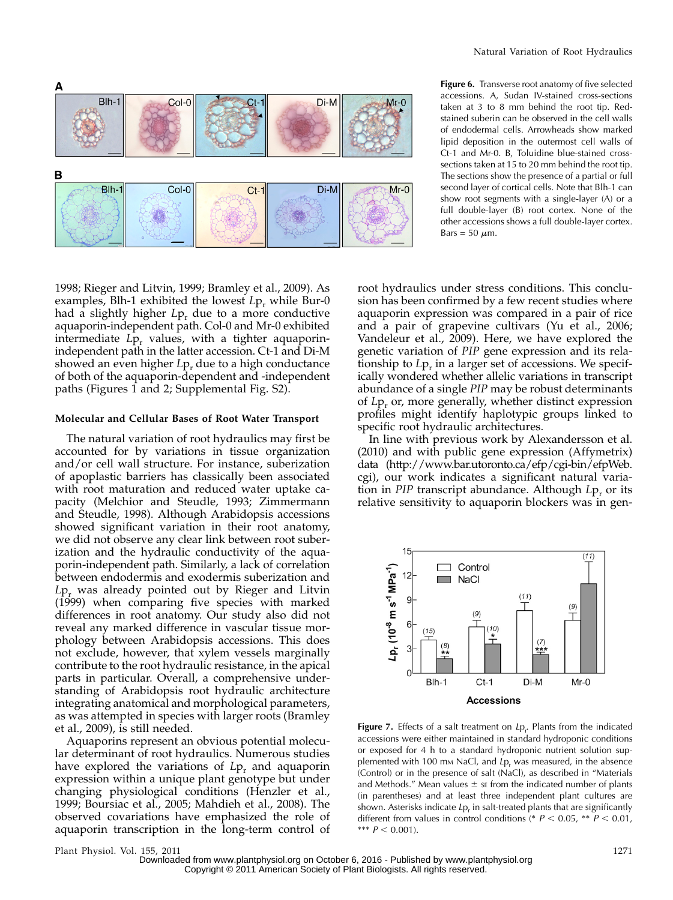**Figure 6.** Transverse root anatomy of five selected accessions. A, Sudan IV-stained cross-sections taken at 3 to 8 mm behind the root tip. Red-stained suberin can be observed in the cell walls of endodermal cells. Arrowheads show marked lipid deposition in the outermost cell walls of Ct-1 and Mr-0. B, Toluidine blue-stained cross-sections taken at 15 to 20 mm behind the root tip. The sections show the presence of a partial or full second layer of cortical cells. Note that Blh-1 can show root segments with a single-layer (A) or a full double-layer (B) root cortex. None of the other accessions shows a full double-layer cortex. Bars = 50 $\mu$m.

1998; Rieger and Litvin, 1999; Bramley et al., 2009). As examples, Blh-1 exhibited the lowest $Lp_r$ while Bur-0 had a slightly higher $Lp_r$ due to a more conductive aquaporin-independent path. Col-0 and Mr-0 exhibited intermediate $Lp_r$ values, with a tighter aquaporin-independent path in the latter accession. Ct-1 and Di-M showed an even higher $Lp_r$ due to a high conductance of both of the aquaporin-dependent and -independent paths (Figures 1 and 2; Supplemental Fig. S2).

### Molecular and Cellular Bases of Root Water Transport

The natural variation of root hydraulics may first be accounted for by variations in tissue organization and/or cell wall structure. For instance, suberization of apoplastic barriers has classically been associated with root maturation and reduced water uptake capacity (Melchior and Steudle, 1993; Zimmermann and Steudle, 1998). Although Arabidopsis accessions showed significant variation in their root anatomy, we did not observe any clear link between root suberization and the hydraulic conductivity of the aquaporin-independent path. Similarly, a lack of correlation between endodermis and exodermis suberization and $Lp_r$ was already pointed out by Rieger and Litvin (1999) when comparing five species with marked differences in root anatomy. Our study also did not reveal any marked difference in vascular tissue morphology between Arabidopsis accessions. This does not exclude, however, that xylem vessels marginally contribute to the root hydraulic resistance, in the apical parts in particular. Overall, a comprehensive understanding of Arabidopsis root hydraulic architecture integrating anatomical and morphological parameters, as was attempted in species with larger roots (Bramley et al., 2009), is still needed.

Aquaporins represent an obvious potential molecular determinant of root hydraulics. Numerous studies have explored the variations of $Lp_r$ and aquaporin expression within a unique plant genotype but under changing physiological conditions (Henzler et al., 1999; Boursiac et al., 2005; Mahdieh et al., 2008). The observed covariations have emphasized the role of aquaporin transcription in the long-term control of root hydraulics under stress conditions. This conclusion has been confirmed by a few recent studies where aquaporin expression was compared in a pair of rice and a pair of grapevine cultivars (Yu et al., 2006; Vandeleur et al., 2009). Here, we have explored the genetic variation of *PIP* gene expression and its relationship to $Lp_r$ in a larger set of accessions. We specifically wondered whether allelic variations in transcript abundance of a single *PIP* may be robust determinants of $Lp_r$ or, more generally, whether distinct expression profiles might identify haplotypic groups linked to specific root hydraulic architectures.

In line with previous work by Alexandersson et al. (2010) and with public gene expression (Affymetrix) data (http://www.bar.utoronto.ca/efp/cgi-bin/efpWeb.cgi), our work indicates a significant natural variation in *PIP* transcript abundance. Although $Lp_r$ or its relative sensitivity to aquaporin blockers was in gen-

**Figure 7.** Effects of a salt treatment on $Lp_r$. Plants from the indicated accessions were either maintained in standard hydroponic conditions or exposed for 4 h to a standard hydroponic nutrient solution supplemented with 100 mM NaCl, and $Lp_r$ was measured, in the absence (Control) or in the presence of salt (NaCl), as described in "Materials and Methods." Mean values ± SE from the indicated number of plants (in parentheses) and at least three independent plant cultures are shown. Asterisks indicate $Lp_r$ in salt-treated plants that are significantly different from values in control conditions (* $P < 0.05$, ** $P < 0.01$, *** $P < 0.001$).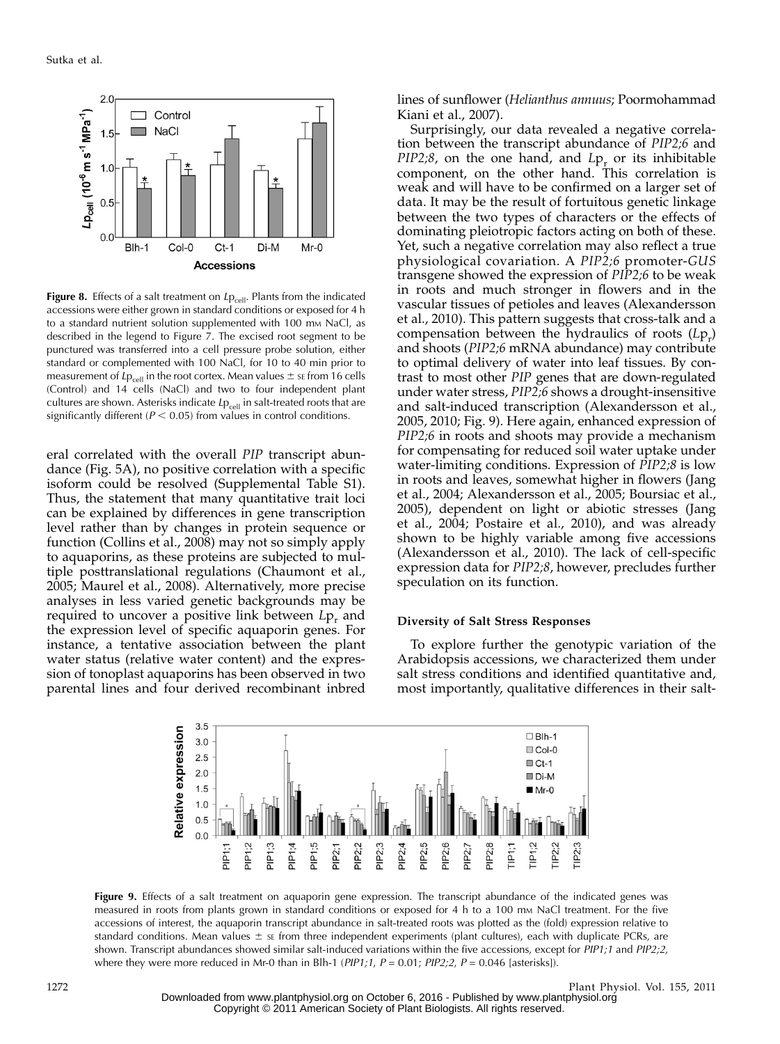**Figure 8.** Effects of a salt treatment on $Lp_{cell}$. Plants from the indicated accessions were either grown in standard conditions or exposed for 4 h to a standard nutrient solution supplemented with 100 mM NaCl, as described in the legend to Figure 7. The excised root segment to be punctured was transferred into a cell pressure probe solution, either standard or complemented with 100 NaCl, for 10 to 40 min prior to measurement of $Lp_{cell}$ in the root cortex. Mean values ± SE from 16 cells (Control) and 14 cells (NaCl) and two to four independent plant cultures are shown. Asterisks indicate $Lp_{cell}$ in salt-treated roots that are significantly different ($P < 0.05$) from values in control conditions.

eral correlated with the overall *PIP* transcript abundance (Fig. 5A), no positive correlation with a specific isoform could be resolved (Supplemental Table S1). Thus, the statement that many quantitative trait loci can be explained by differences in gene transcription level rather than by changes in protein sequence or function (Collins et al., 2008) may not so simply apply to aquaporins, as these proteins are subjected to multiple posttranslational regulations (Chaumont et al., 2005; Maurel et al., 2008). Alternatively, more precise analyses in less varied genetic backgrounds may be required to uncover a positive link between $Lp_r$ and the expression level of specific aquaporin genes. For instance, a tentative association between the plant water status (relative water content) and the expression of tonoplast aquaporins has been observed in two parental lines and four derived recombinant inbred lines of sunflower (*Helianthus annuus*; Poormohammad Kiani et al., 2007).

Surprisingly, our data revealed a negative correlation between the transcript abundance of *PIP2;6* and *PIP2;8*, on the one hand, and $Lp_r$ or its inhibitable component, on the other hand. This correlation is weak and will have to be confirmed on a larger set of data. It may be the result of fortuitous genetic linkage between the two types of characters or the effects of dominating pleiotropic factors acting on both of these. Yet, such a negative correlation may also reflect a true physiological covariation. A *PIP2;6* promoter-*GUS* transgene showed the expression of *PIP2;6* to be weak in roots and much stronger in flowers and in the vascular tissues of petioles and leaves (Alexandersson et al., 2010). This pattern suggests that cross-talk and a compensation between the hydraulics of roots ($Lp_r$) and shoots (*PIP2;6* mRNA abundance) may contribute to optimal delivery of water into leaf tissues. By contrast to most other *PIP* genes that are down-regulated under water stress, *PIP2;6* shows a drought-insensitive and salt-induced transcription (Alexandersson et al., 2005, 2010; Fig. 9). Here again, enhanced expression of *PIP2;6* in roots and shoots may provide a mechanism for compensating for reduced soil water uptake under water-limiting conditions. Expression of *PIP2;8* is low in roots and leaves, somewhat higher in flowers (Jang et al., 2004; Alexandersson et al., 2005; Boursiac et al., 2005), dependent on light or abiotic stresses (Jang et al., 2004; Postaire et al., 2010), and was already shown to be highly variable among five accessions (Alexandersson et al., 2010). The lack of cell-specific expression data for *PIP2;8*, however, precludes further speculation on its function.

### Diversity of Salt Stress Responses

To explore further the genotypic variation of the Arabidopsis accessions, we characterized them under salt stress conditions and identified quantitative and, most importantly, qualitative differences in their salt-

**Figure 9.** Effects of a salt treatment on aquaporin gene expression. The transcript abundance of the indicated genes was measured in roots from plants grown in standard conditions or exposed for 4 h to a 100 mM NaCl treatment. For the five accessions of interest, the aquaporin transcript abundance in salt-treated roots was plotted as the (fold) expression relative to standard conditions. Mean values ± SE from three independent experiments (plant cultures), each with duplicate PCRs, are shown. Transcript abundances showed similar salt-induced variations within the five accessions, except for *PIP1;1* and *PIP2;2*, where they were more reduced in Mr-0 than in Blh-1 (*PIP1;1*, $P = 0.01$; *PIP2;2*, $P = 0.046$ [asterisks]).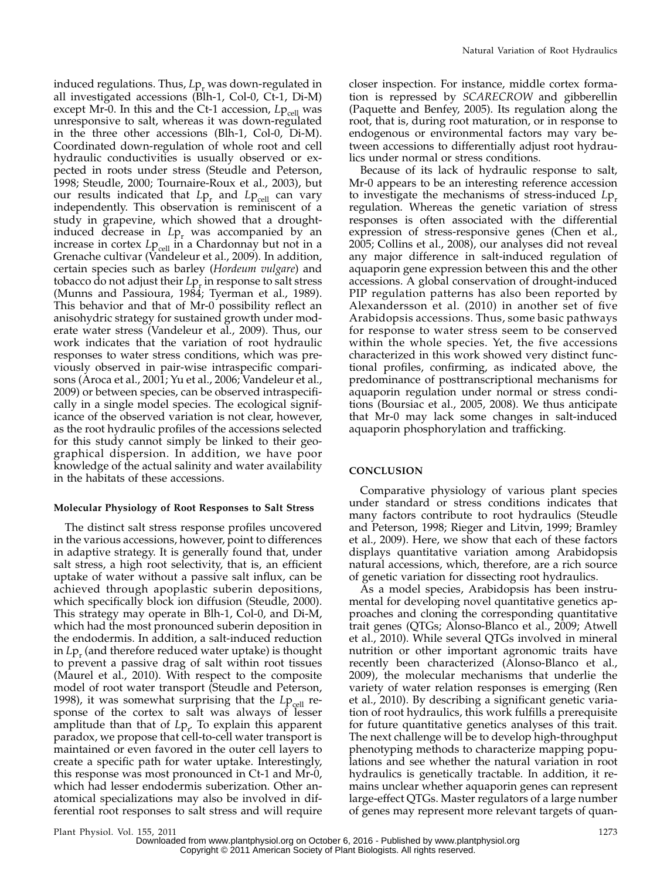induced regulations. Thus, $Lp_r$ was down-regulated in all investigated accessions (Blh-1, Col-0, Ct-1, Di-M) except Mr-0. In this and the Ct-1 accession, $Lp_{cell}$ was unresponsive to salt, whereas it was down-regulated in the three other accessions (Blh-1, Col-0, Di-M). Coordinated down-regulation of whole root and cell hydraulic conductivities is usually observed or expected in roots under stress (Steudle and Peterson, 1998; Steudle, 2000; Tournaire-Roux et al., 2003), but our results indicated that $Lp_r$ and $Lp_{cell}$ can vary independently. This observation is reminiscent of a study in grapevine, which showed that a drought-induced decrease in $Lp_r$ was accompanied by an increase in cortex $Lp_{cell}$ in a Chardonnay but not in a Grenache cultivar (Vandeleur et al., 2009). In addition, certain species such as barley (*Hordeum vulgare*) and tobacco do not adjust their $Lp_r$ in response to salt stress (Munns and Passioura, 1984; Tyerman et al., 1989). This behavior and that of Mr-0 possibility reflect an anisohydric strategy for sustained growth under moderate water stress (Vandeleur et al., 2009). Thus, our work indicates that the variation of root hydraulic responses to water stress conditions, which was previously observed in pair-wise intraspecific comparisons (Aroca et al., 2001; Yu et al., 2006; Vandeleur et al., 2009) or between species, can be observed intraspecifically in a single model species. The ecological significance of the observed variation is not clear, however, as the root hydraulic profiles of the accessions selected for this study cannot simply be linked to their geographical dispersion. In addition, we have poor knowledge of the actual salinity and water availability in the habitats of these accessions.

#### Molecular Physiology of Root Responses to Salt Stress

The distinct salt stress response profiles uncovered in the various accessions, however, point to differences in adaptive strategy. It is generally found that, under salt stress, a high root selectivity, that is, an efficient uptake of water without a passive salt influx, can be achieved through apoplastic suberin depositions, which specifically block ion diffusion (Steudle, 2000). This strategy may operate in Blh-1, Col-0, and Di-M, which had the most pronounced suberin deposition in the endodermis. In addition, a salt-induced reduction in $Lp_r$ (and therefore reduced water uptake) is thought to prevent a passive drag of salt within root tissues (Maurel et al., 2010). With respect to the composite model of root water transport (Steudle and Peterson, 1998), it was somewhat surprising that the $Lp_{cell}$ response of the cortex to salt was always of lesser amplitude than that of $Lp_r$. To explain this apparent paradox, we propose that cell-to-cell water transport is maintained or even favored in the outer cell layers to create a specific path for water uptake. Interestingly, this response was most pronounced in Ct-1 and Mr-0, which had lesser endodermis suberization. Other anatomical specializations may also be involved in differential root responses to salt stress and will require closer inspection. For instance, middle cortex formation is repressed by *SCARECROW* and gibberellin (Paquette and Benfey, 2005). Its regulation along the root, that is, during root maturation, or in response to endogenous or environmental factors may vary between accessions to differentially adjust root hydraulics under normal or stress conditions.

Because of its lack of hydraulic response to salt, Mr-0 appears to be an interesting reference accession to investigate the mechanisms of stress-induced $Lp_r$ regulation. Whereas the genetic variation of stress responses is often associated with the differential expression of stress-responsive genes (Chen et al., 2005; Collins et al., 2008), our analyses did not reveal any major difference in salt-induced regulation of aquaporin gene expression between this and the other accessions. A global conservation of drought-induced PIP regulation patterns has also been reported by Alexandersson et al. (2010) in another set of five Arabidopsis accessions. Thus, some basic pathways for response to water stress seem to be conserved within the whole species. Yet, the five accessions characterized in this work showed very distinct functional profiles, confirming, as indicated above, the predominance of posttranscriptional mechanisms for aquaporin regulation under normal or stress conditions (Boursiac et al., 2005, 2008). We thus anticipate that Mr-0 may lack some changes in salt-induced aquaporin phosphorylation and trafficking.

## CONCLUSION

Comparative physiology of various plant species under standard or stress conditions indicates that many factors contribute to root hydraulics (Steudle and Peterson, 1998; Rieger and Litvin, 1999; Bramley et al., 2009). Here, we show that each of these factors displays quantitative variation among Arabidopsis natural accessions, which, therefore, are a rich source of genetic variation for dissecting root hydraulics.

As a model species, Arabidopsis has been instrumental for developing novel quantitative genetics approaches and cloning the corresponding quantitative trait genes (QTGs; Alonso-Blanco et al., 2009; Atwell et al., 2010). While several QTGs involved in mineral nutrition or other important agronomic traits have recently been characterized (Alonso-Blanco et al., 2009), the molecular mechanisms that underlie the variety of water relation responses is emerging (Ren et al., 2010). By describing a significant genetic variation of root hydraulics, this work fulfills a prerequisite for future quantitative genetics analyses of this trait. The next challenge will be to develop high-throughput phenotyping methods to characterize mapping populations and see whether the natural variation in root hydraulics is genetically tractable. In addition, it remains unclear whether aquaporin genes can represent large-effect QTGs. Master regulators of a large number of genes may represent more relevant targets of quan-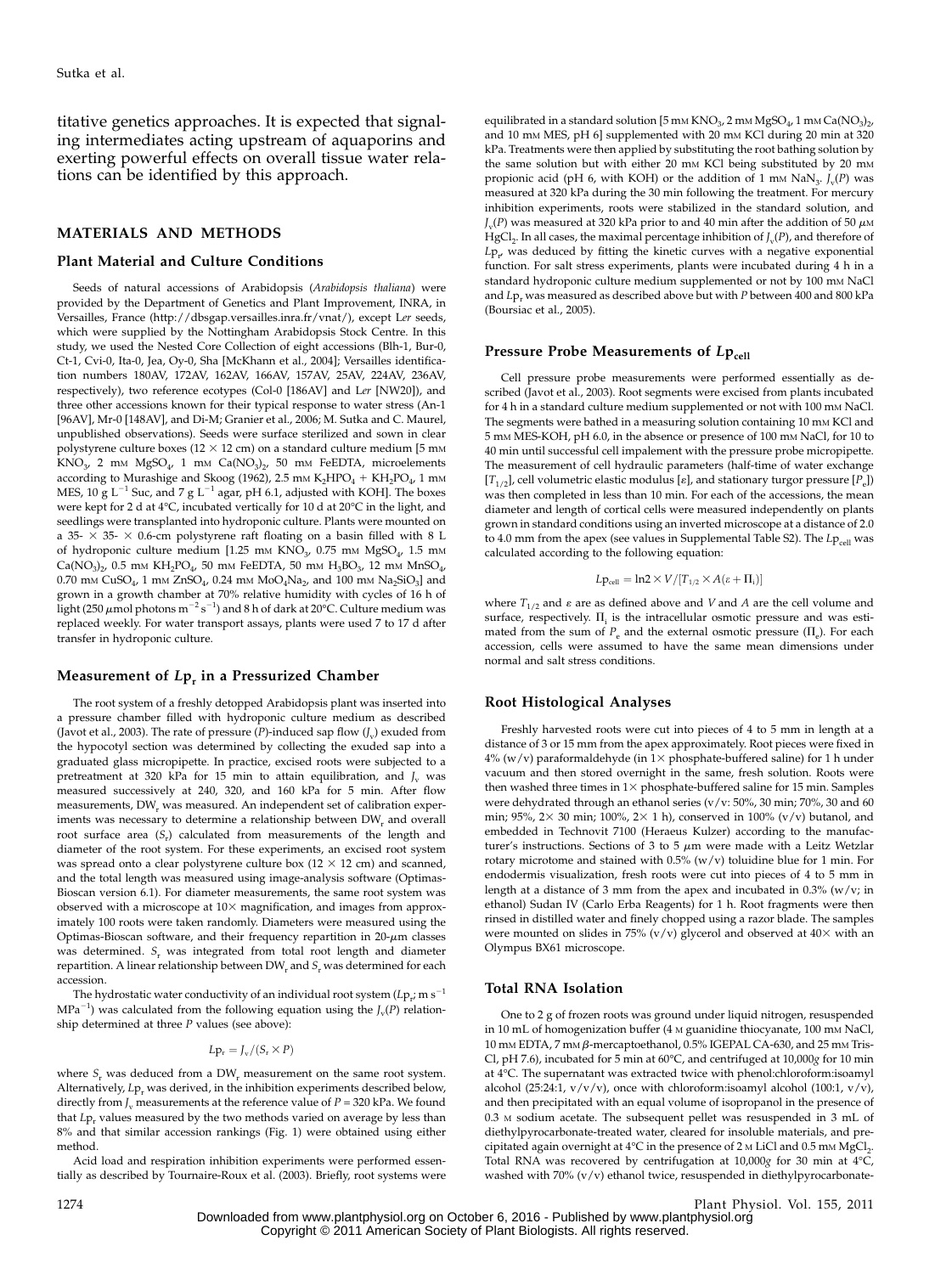titative genetics approaches. It is expected that signaling intermediates acting upstream of aquaporins and exerting powerful effects on overall tissue water relations can be identified by this approach.

## MATERIALS AND METHODS

### Plant Material and Culture Conditions

Seeds of natural accessions of Arabidopsis (*Arabidopsis thaliana*) were provided by the Department of Genetics and Plant Improvement, INRA, in Versailles, France (http://dbsgap.versailles.inra.fr/vnat/), except L*er* seeds, which were supplied by the Nottingham Arabidopsis Stock Centre. In this study, we used the Nested Core Collection of eight accessions (Blh-1, Bur-0, Ct-1, Cvi-0, Ita-0, Jea, Oy-0, Sha [McKhann et al., 2004]; Versailles identification numbers 180AV, 172AV, 162AV, 166AV, 157AV, 25AV, 224AV, 236AV, respectively), two reference ecotypes (Col-0 [186AV] and L*er* [NW20]), and three other accessions known for their typical response to water stress (An-1 [96AV], Mr-0 [148AV], and Di-M; Granier et al., 2006; M. Sutka and C. Maurel, unpublished observations). Seeds were surface sterilized and sown in clear polystyrene culture boxes (12 × 12 cm) on a standard culture medium [5 mM $KNO_3$, 2 mM $MgSO_4$, 1 mM $Ca(NO_3)_2$, 50 mM FeEDTA, microelements according to Murashige and Skoog (1962), 2.5 mM $K_2HPO_4$ + $KH_2PO_4$, 1 mM MES, 10 g $L^{-1}$ Suc, and 7 g $L^{-1}$ agar, pH 6.1, adjusted with KOH]. The boxes were kept for 2 d at 4°C, incubated vertically for 10 d at 20°C in the light, and seedlings were transplanted into hydroponic culture. Plants were mounted on a 35- × 35- × 0.6-cm polystyrene raft floating on a basin filled with 8 L of hydroponic culture medium [1.25 mM $KNO_3$, 0.75 mM $MgSO_4$, 1.5 mM $Ca(NO_3)_2$, 0.5 mM $KH_2PO_4$, 50 mM FeEDTA, 50 mM $H_3BO_3$, 12 mM $MnSO_4$, 0.70 mM $CuSO_4$, 1 mM $ZnSO_4$, 0.24 mM $MoO_4Na_2$, and 100 mM $Na_2SiO_3$] and grown in a growth chamber at 70% relative humidity with cycles of 16 h of light (250 $\mu$mol photons $m^{-2}$ $s^{-1}$) and 8 h of dark at 20°C. Culture medium was replaced weekly. For water transport assays, plants were used 7 to 17 d after transfer in hydroponic culture.

### Measurement of $Lp_r$ in a Pressurized Chamber

The root system of a freshly detopped Arabidopsis plant was inserted into a pressure chamber filled with hydroponic culture medium as described (Javot et al., 2003). The rate of pressure ($P$)-induced sap flow ($J_v$) exuded from the hypocotyl section was determined by collecting the exuded sap into a graduated glass micropipette. In practice, excised roots were subjected to a pretreatment at 320 kPa for 15 min to attain equilibration, and $J_v$ was measured successively at 240, 320, and 160 kPa for 5 min. After flow measurements, $DW_r$ was measured. An independent set of calibration experiments was necessary to determine a relationship between $DW_r$ and overall root surface area ($S_r$) calculated from measurements of the length and diameter of the root system. For these experiments, an excised root system was spread onto a clear polystyrene culture box (12 × 12 cm) and scanned, and the total length was measured using image-analysis software (Optimas-Bioscan version 6.1). For diameter measurements, the same root system was observed with a microscope at 10× magnification, and images from approximately 100 roots were taken randomly. Diameters were measured using the Optimas-Bioscan software, and their frequency repartition in 20-$\mu$m classes was determined. $S_r$ was integrated from total root length and diameter repartition. A linear relationship between $DW_r$ and $S_r$ was determined for each accession.

The hydrostatic water conductivity of an individual root system ($Lp_r$; m $s^{-1}$ $MPa^{-1}$) was calculated from the following equation using the $J_v(P)$ relationship determined at three $P$ values (see above):

$$Lp_r = J_v/(S_r \times P)$$

where $S_r$ was deduced from a $DW_r$ measurement on the same root system. Alternatively, $Lp_r$ was derived, in the inhibition experiments described below, directly from $J_v$ measurements at the reference value of $P$ = 320 kPa. We found that $Lp_r$ values measured by the two methods varied on average by less than 8% and that similar accession rankings (Fig. 1) were obtained using either method.

Acid load and respiration inhibition experiments were performed essentially as described by Tournaire-Roux et al. (2003). Briefly, root systems were equilibrated in a standard solution [5 mM $KNO_3$, 2 mM $MgSO_4$, 1 mM $Ca(NO_3)_2$, and 10 mM MES, pH 6] supplemented with 20 mM KCl during 20 min at 320 kPa. Treatments were then applied by substituting the root bathing solution by the same solution but with either 20 mM KCl being substituted by 20 mM propionic acid (pH 6, with KOH) or the addition of 1 mM $NaN_3$. $J_v(P)$ was measured at 320 kPa during the 30 min following the treatment. For mercury inhibition experiments, roots were stabilized in the standard solution, and $J_v(P)$ was measured at 320 kPa prior to and 40 min after the addition of 50 $\mu$M $HgCl_2$. In all cases, the maximal percentage inhibition of $J_v(P)$, and therefore of $Lp_r$, was deduced by fitting the kinetic curves with a negative exponential function. For salt stress experiments, plants were incubated during 4 h in a standard hydroponic culture medium supplemented or not by 100 mM NaCl and $Lp_r$ was measured as described above but with $P$ between 400 and 800 kPa (Boursiac et al., 2005).

### Pressure Probe Measurements of $Lp_{cell}$

Cell pressure probe measurements were performed essentially as described (Javot et al., 2003). Root segments were excised from plants incubated for 4 h in a standard culture medium supplemented or not with 100 mM NaCl. The segments were bathed in a measuring solution containing 10 mM KCl and 5 mM MES-KOH, pH 6.0, in the absence or presence of 100 mM NaCl, for 10 to 40 min until successful cell impalement with the pressure probe micropipette. The measurement of cell hydraulic parameters (half-time of water exchange [$T_{1/2}$], cell volumetric elastic modulus [$\varepsilon$], and stationary turgor pressure [$P_e$]) was then completed in less than 10 min. For each of the accessions, the mean diameter and length of cortical cells were measured independently on plants grown in standard conditions using an inverted microscope at a distance of 2.0 to 4.0 mm from the apex (see values in Supplemental Table S2). The $Lp_{cell}$ was calculated according to the following equation:

$$Lp_{cell} = \ln 2 \times V/[T_{1/2} \times A(\varepsilon + \Pi_i)]$$

where $T_{1/2}$ and $\varepsilon$ are as defined above and $V$ and $A$ are the cell volume and surface, respectively. $\Pi_i$ is the intracellular osmotic pressure and was estimated from the sum of $P_e$ and the external osmotic pressure ($\Pi_e$). For each accession, cells were assumed to have the same mean dimensions under normal and salt stress conditions.

### Root Histological Analyses

Freshly harvested roots were cut into pieces of 4 to 5 mm in length at a distance of 3 or 15 mm from the apex approximately. Root pieces were fixed in 4% (w/v) paraformaldehyde (in 1× phosphate-buffered saline) for 1 h under vacuum and then stored overnight in the same, fresh solution. Roots were then washed three times in 1× phosphate-buffered saline for 15 min. Samples were dehydrated through an ethanol series (v/v: 50%, 30 min; 70%, 30 and 60 min; 95%, 2× 30 min; 100%, 2× 1 h), conserved in 100% (v/v) butanol, and embedded in Technovit 7100 (Heraeus Kulzer) according to the manufacturer's instructions. Sections of 3 to 5 $\mu$m were made with a Leitz Wetzlar rotary microtome and stained with 0.5% (w/v) toluidine blue for 1 min. For endodermis visualization, fresh roots were cut into pieces of 4 to 5 mm in length at a distance of 3 mm from the apex and incubated in 0.3% (w/v; in ethanol) Sudan IV (Carlo Erba Reagents) for 1 h. Root fragments were then rinsed in distilled water and finely chopped using a razor blade. The samples were mounted on slides in 75% (v/v) glycerol and observed at 40× with an Olympus BX61 microscope.

### Total RNA Isolation

One to 2 g of frozen roots was ground under liquid nitrogen, resuspended in 10 mL of homogenization buffer (4 M guanidine thiocyanate, 100 mM NaCl, 10 mM EDTA, 7 mM $\beta$-mercaptoethanol, 0.5% IGEPAL CA-630, and 25 mM Tris-Cl, pH 7.6), incubated for 5 min at 60°C, and centrifuged at 10,000*g* for 10 min at 4°C. The supernatant was extracted twice with phenol:chloroform:isoamyl alcohol (25:24:1, v/v/v), once with chloroform:isoamyl alcohol (100:1, v/v), and then precipitated with an equal volume of isopropanol in the presence of 0.3 M sodium acetate. The subsequent pellet was resuspended in 3 mL of diethylpyrocarbonate-treated water, cleared for insoluble materials, and precipitated again overnight at 4°C in the presence of 2 M LiCl and 0.5 mM $MgCl_2$. Total RNA was recovered by centrifugation at 10,000*g* for 30 min at 4°C, washed with 70% (v/v) ethanol twice, resuspended in diethylpyrocarbonate-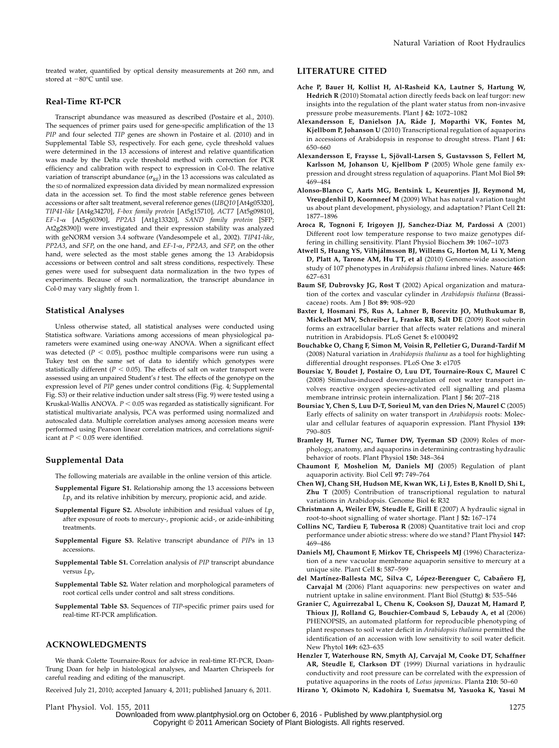treated water, quantified by optical density measurements at 260 nm, and stored at −80°C until use.

### Real-Time RT-PCR

Transcript abundance was measured as described (Postaire et al., 2010). The sequences of primer pairs used for gene-specific amplification of the 13 *PIP* and four selected *TIP* genes are shown in Postaire et al. (2010) and in Supplemental Table S3, respectively. For each gene, cycle threshold values were determined in the 13 accessions of interest and relative quantification was made by the Delta cycle threshold method with correction for PCR efficiency and calibration with respect to expression in Col-0. The relative variation of transcript abundance ($\sigma_{RE}$) in the 13 accessions was calculated as the SD of normalized expression data divided by mean normalized expression data in the accession set. To find the most stable reference genes between accessions or after salt treatment, several reference genes (*UBQ10* [At4g05320], *TIP41-like* [At4g34270], *F-box family protein* [At5g15710], *ACT7* [At5g09810], *EF-1-α* [At5g60390], *PP2A3* [At1g13320], *SAND family protein* [SFP; At2g28390]) were investigated and their expression stability was analyzed with geNORM version 3.4 software (Vandesompele et al., 2002). *TIP41-like*, *PP2A3*, and *SFP*, on the one hand, and *EF-1-α*, *PP2A3*, and *SFP*, on the other hand, were selected as the most stable genes among the 13 Arabidopsis accessions or between control and salt stress conditions, respectively. These genes were used for subsequent data normalization in the two types of experiments. Because of such normalization, the transcript abundance in Col-0 may vary slightly from 1.

### Statistical Analyses

Unless otherwise stated, all statistical analyses were conducted using Statistica software. Variations among accessions of mean physiological parameters were examined using one-way ANOVA. When a significant effect was detected ($P < 0.05$), posthoc multiple comparisons were run using a Tukey test on the same set of data to identify which genotypes were statistically different ($P < 0.05$). The effects of salt on water transport were assessed using an unpaired Student's *t* test. The effects of the genotype on the expression level of *PIP* genes under control conditions (Fig. 4; Supplemental Fig. S3) or their relative induction under salt stress (Fig. 9) were tested using a Kruskal-Wallis ANOVA. $P < 0.05$ was regarded as statistically significant. For statistical multivariate analysis, PCA was performed using normalized and autoscaled data. Multiple correlation analyses among accession means were performed using Pearson linear correlation matrices, and correlations significant at $P < 0.05$ were identified.

### Supplemental Data

The following materials are available in the online version of this article.

- **Supplemental Figure S1.** Relationship among the 13 accessions between $Lp_r$ and its relative inhibition by mercury, propionic acid, and azide.
- **Supplemental Figure S2.** Absolute inhibition and residual values of $Lp_r$ after exposure of roots to mercury-, propionic acid-, or azide-inhibiting treatments.
- **Supplemental Figure S3.** Relative transcript abundance of *PIP*s in 13 accessions.
- **Supplemental Table S1.** Correlation analysis of *PIP* transcript abundance versus $Lp_r$.
- **Supplemental Table S2.** Water relation and morphological parameters of root cortical cells under control and salt stress conditions.
- **Supplemental Table S3.** Sequences of *TIP*-specific primer pairs used for real-time RT-PCR amplification.

## ACKNOWLEDGMENTS

We thank Colette Tournaire-Roux for advice in real-time RT-PCR, Doan-Trung Doan for help in histological analyses, and Maarten Chrispeels for careful reading and editing of the manuscript.

Received July 21, 2010; accepted January 4, 2011; published January 6, 2011.

## LITERATURE CITED

**Ache P, Bauer H, Kollist H, Al-Rasheid KA, Lautner S, Hartung W, Hedrich R** (2010) Stomatal action directly feeds back on leaf turgor: new insights into the regulation of the plant water status from non-invasive pressure probe measurements. Plant J **62:** 1072–1082

**Alexandersson E, Danielson JA, Råde J, Moparthi VK, Fontes M, Kjellbom P, Johanson U** (2010) Transcriptional regulation of aquaporins in accessions of Arabidopsis in response to drought stress. Plant J **61:** 650–660

**Alexandersson E, Fraysse L, Sjövall-Larsen S, Gustavsson S, Fellert M, Karlsson M, Johanson U, Kjellbom P** (2005) Whole gene family expression and drought stress regulation of aquaporins. Plant Mol Biol **59:** 469–484

**Alonso-Blanco C, Aarts MG, Bentsink L, Keurentjes JJ, Reymond M, Vreugdenhil D, Koornneef M** (2009) What has natural variation taught us about plant development, physiology, and adaptation? Plant Cell **21:** 1877–1896

**Aroca R, Tognoni F, Irigoyen JJ, Sanchez-Diaz M, Pardossi A** (2001) Different root low temperature response to two maize genotypes differing in chilling sensitivity. Plant Physiol Biochem **39:** 1067–1073

**Atwell S, Huang YS, Vilhjálmsson BJ, Willems G, Horton M, Li Y, Meng D, Platt A, Tarone AM, Hu TT, et al** (2010) Genome-wide association study of 107 phenotypes in *Arabidopsis thaliana* inbred lines. Nature **465:** 627–631

**Baum SF, Dubrovsky JG, Rost T** (2002) Apical organization and maturation of the cortex and vascular cylinder in *Arabidopsis thaliana* (Brassicaceae) roots. Am J Bot **89:** 908–920

**Baxter I, Hosmani PS, Rus A, Lahner B, Borevitz JO, Muthukumar B, Mickelbart MV, Schreiber L, Franke RB, Salt DE** (2009) Root suberin forms an extracellular barrier that affects water relations and mineral nutrition in Arabidopsis. PLoS Genet **5:** e1000492

**Bouchabke O, Chang F, Simon M, Voisin R, Pelletier G, Durand-Tardif M** (2008) Natural variation in *Arabidopsis thaliana* as a tool for highlighting differential drought responses. PLoS One **3:** e1705

**Boursiac Y, Boudet J, Postaire O, Luu DT, Tournaire-Roux C, Maurel C** (2008) Stimulus-induced downregulation of root water transport involves reactive oxygen species-activated cell signalling and plasma membrane intrinsic protein internalization. Plant J **56:** 207–218

**Boursiac Y, Chen S, Luu D-T, Sorieul M, van den Dries N, Maurel C** (2005) Early effects of salinity on water transport in *Arabidopsis* roots: Molecular and cellular features of aquaporin expression. Plant Physiol **139:** 790–805

**Bramley H, Turner NC, Turner DW, Tyerman SD** (2009) Roles of morphology, anatomy, and aquaporins in determining contrasting hydraulic behavior of roots. Plant Physiol **150:** 348–364

**Chaumont F, Moshelion M, Daniels MJ** (2005) Regulation of plant aquaporin activity. Biol Cell **97:** 749–764

**Chen WJ, Chang SH, Hudson ME, Kwan WK, Li J, Estes B, Knoll D, Shi L, Zhu T** (2005) Contribution of transcriptional regulation to natural variations in Arabidopsis. Genome Biol **6:** R32

**Christmann A, Weiler EW, Steudle E, Grill E** (2007) A hydraulic signal in root-to-shoot signalling of water shortage. Plant J **52:** 167–174

**Collins NC, Tardieu F, Tuberosa R** (2008) Quantitative trait loci and crop performance under abiotic stress: where do we stand? Plant Physiol **147:** 469–486

**Daniels MJ, Chaumont F, Mirkov TE, Chrispeels MJ** (1996) Characterization of a new vacuolar membrane aquaporin sensitive to mercury at a unique site. Plant Cell **8:** 587–599

**del Martínez-Ballesta MC, Silva C, López-Berenguer C, Cabañero FJ, Carvajal M** (2006) Plant aquaporins: new perspectives on water and nutrient uptake in saline environment. Plant Biol (Stuttg) **8:** 535–546

**Granier C, Aguirrezabal L, Chenu K, Cookson SJ, Dauzat M, Hamard P, Thioux JJ, Rolland G, Bouchier-Combaud S, Lebaudy A, et al** (2006) PHENOPSIS, an automated platform for reproducible phenotyping of plant responses to soil water deficit in *Arabidopsis thaliana* permitted the identification of an accession with low sensitivity to soil water deficit. New Phytol **169:** 623–635

**Henzler T, Waterhouse RN, Smyth AJ, Carvajal M, Cooke DT, Schaffner AR, Steudle E, Clarkson DT** (1999) Diurnal variations in hydraulic conductivity and root pressure can be correlated with the expression of putative aquaporins in the roots of *Lotus japonicus*. Planta **210:** 50–60

**Hirano Y, Okimoto N, Kadohira I, Suematsu M, Yasuoka K, Yasui M**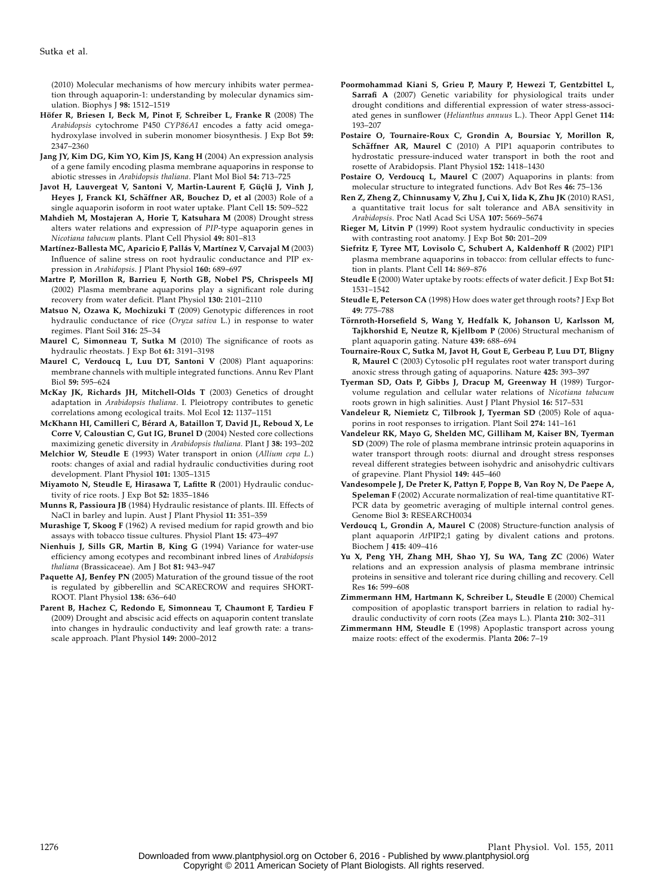(2010) Molecular mechanisms of how mercury inhibits water permeation through aquaporin-1: understanding by molecular dynamics simulation. Biophys J **98:** 1512–1519

**Höfer R, Briesen I, Beck M, Pinot F, Schreiber L, Franke R** (2008) The *Arabidopsis* cytochrome P450 *CYP86A1* encodes a fatty acid omega-hydroxylase involved in suberin monomer biosynthesis. J Exp Bot **59:** 2347–2360

**Jang JY, Kim DG, Kim YO, Kim JS, Kang H** (2004) An expression analysis of a gene family encoding plasma membrane aquaporins in response to abiotic stresses in *Arabidopsis thaliana*. Plant Mol Biol **54:** 713–725

**Javot H, Lauvergeat V, Santoni V, Martin-Laurent F, Güçlü J, Vinh J, Heyes J, Franck KI, Schäffner AR, Bouchez D, et al** (2003) Role of a single aquaporin isoform in root water uptake. Plant Cell **15:** 509–522

**Mahdieh M, Mostajeran A, Horie T, Katsuhara M** (2008) Drought stress alters water relations and expression of *PIP*-type aquaporin genes in *Nicotiana tabacum* plants. Plant Cell Physiol **49:** 801–813

**Martínez-Ballesta MC, Aparicio F, Pallás V, Martínez V, Carvajal M** (2003) Influence of saline stress on root hydraulic conductance and PIP expression in *Arabidopsis*. J Plant Physiol **160:** 689–697

**Martre P, Morillon R, Barrieu F, North GB, Nobel PS, Chrispeels MJ** (2002) Plasma membrane aquaporins play a significant role during recovery from water deficit. Plant Physiol **130:** 2101–2110

**Matsuo N, Ozawa K, Mochizuki T** (2009) Genotypic differences in root hydraulic conductance of rice (*Oryza sativa* L.) in response to water regimes. Plant Soil **316:** 25–34

**Maurel C, Simonneau T, Sutka M** (2010) The significance of roots as hydraulic rheostats. J Exp Bot **61:** 3191–3198

**Maurel C, Verdoucq L, Luu DT, Santoni V** (2008) Plant aquaporins: membrane channels with multiple integrated functions. Annu Rev Plant Biol **59:** 595–624

**McKay JK, Richards JH, Mitchell-Olds T** (2003) Genetics of drought adaptation in *Arabidopsis thaliana*. I. Pleiotropy contributes to genetic correlations among ecological traits. Mol Ecol **12:** 1137–1151

**McKhann HI, Camilleri C, Bérard A, Bataillon T, David JL, Reboud X, Le Corre V, Caloustian C, Gut IG, Brunel D** (2004) Nested core collections maximizing genetic diversity in *Arabidopsis thaliana*. Plant J **38:** 193–202

**Melchior W, Steudle E** (1993) Water transport in onion (*Allium cepa L.*) roots: changes of axial and radial hydraulic conductivities during root development. Plant Physiol **101:** 1305–1315

**Miyamoto N, Steudle E, Hirasawa T, Lafitte R** (2001) Hydraulic conductivity of rice roots. J Exp Bot **52:** 1835–1846

**Munns R, Passioura JB** (1984) Hydraulic resistance of plants. III. Effects of NaCl in barley and lupin. Aust J Plant Physiol **11:** 351–359

**Murashige T, Skoog F** (1962) A revised medium for rapid growth and bio assays with tobacco tissue cultures. Physiol Plant **15:** 473–497

**Nienhuis J, Sills GR, Martin B, King G** (1994) Variance for water-use efficiency among ecotypes and recombinant inbred lines of *Arabidopsis thaliana* (Brassicaceae). Am J Bot **81:** 943–947

**Paquette AJ, Benfey PN** (2005) Maturation of the ground tissue of the root is regulated by gibberellin and SCARECROW and requires SHORT-ROOT. Plant Physiol **138:** 636–640

**Parent B, Hachez C, Redondo E, Simonneau T, Chaumont F, Tardieu F** (2009) Drought and abscisic acid effects on aquaporin content translate into changes in hydraulic conductivity and leaf growth rate: a trans-scale approach. Plant Physiol **149:** 2000–2012

**Poormohammad Kiani S, Grieu P, Maury P, Hewezi T, Gentzbittel L, Sarrafi A** (2007) Genetic variability for physiological traits under drought conditions and differential expression of water stress-associated genes in sunflower (*Helianthus annuus* L.). Theor Appl Genet **114:** 193–207

**Postaire O, Tournaire-Roux C, Grondin A, Boursiac Y, Morillon R, Schäffner AR, Maurel C** (2010) A PIP1 aquaporin contributes to hydrostatic pressure-induced water transport in both the root and rosette of Arabidopsis. Plant Physiol **152:** 1418–1430

**Postaire O, Verdoucq L, Maurel C** (2007) Aquaporins in plants: from molecular structure to integrated functions. Adv Bot Res **46:** 75–136

**Ren Z, Zheng Z, Chinnusamy V, Zhu J, Cui X, Iida K, Zhu JK** (2010) RAS1, a quantitative trait locus for salt tolerance and ABA sensitivity in *Arabidopsis*. Proc Natl Acad Sci USA **107:** 5669–5674

**Rieger M, Litvin P** (1999) Root system hydraulic conductivity in species with contrasting root anatomy. J Exp Bot **50:** 201–209

**Siefritz F, Tyree MT, Lovisolo C, Schubert A, Kaldenhoff R** (2002) PIP1 plasma membrane aquaporins in tobacco: from cellular effects to function in plants. Plant Cell **14:** 869–876

**Steudle E** (2000) Water uptake by roots: effects of water deficit. J Exp Bot **51:** 1531–1542

**Steudle E, Peterson CA** (1998) How does water get through roots? J Exp Bot **49:** 775–788

**Törnroth-Horsefield S, Wang Y, Hedfalk K, Johanson U, Karlsson M, Tajkhorshid E, Neutze R, Kjellbom P** (2006) Structural mechanism of plant aquaporin gating. Nature **439:** 688–694

**Tournaire-Roux C, Sutka M, Javot H, Gout E, Gerbeau P, Luu DT, Bligny R, Maurel C** (2003) Cytosolic pH regulates root water transport during anoxic stress through gating of aquaporins. Nature **425:** 393–397

**Tyerman SD, Oats P, Gibbs J, Dracup M, Greenway H** (1989) Turgor-volume regulation and cellular water relations of *Nicotiana tabacum* roots grown in high salinities. Aust J Plant Physiol **16:** 517–531

**Vandeleur R, Niemietz C, Tilbrook J, Tyerman SD** (2005) Role of aquaporins in root responses to irrigation. Plant Soil **274:** 141–161

**Vandeleur RK, Mayo G, Shelden MC, Gilliham M, Kaiser BN, Tyerman SD** (2009) The role of plasma membrane intrinsic protein aquaporins in water transport through roots: diurnal and drought stress responses reveal different strategies between isohydric and anisohydric cultivars of grapevine. Plant Physiol **149:** 445–460

**Vandesompele J, De Preter K, Pattyn F, Poppe B, Van Roy N, De Paepe A, Speleman F** (2002) Accurate normalization of real-time quantitative RT-PCR data by geometric averaging of multiple internal control genes. Genome Biol **3:** RESEARCH0034

**Verdoucq L, Grondin A, Maurel C** (2008) Structure-function analysis of plant aquaporin *At*PIP2;1 gating by divalent cations and protons. Biochem J **415:** 409–416

**Yu X, Peng YH, Zhang MH, Shao YJ, Su WA, Tang ZC** (2006) Water relations and an expression analysis of plasma membrane intrinsic proteins in sensitive and tolerant rice during chilling and recovery. Cell Res **16:** 599–608

**Zimmermann HM, Hartmann K, Schreiber L, Steudle E** (2000) Chemical composition of apoplastic transport barriers in relation to radial hydraulic conductivity of corn roots (Zea mays L.). Planta **210:** 302–311

**Zimmermann HM, Steudle E** (1998) Apoplastic transport across young maize roots: effect of the exodermis. Planta **206:** 7–19